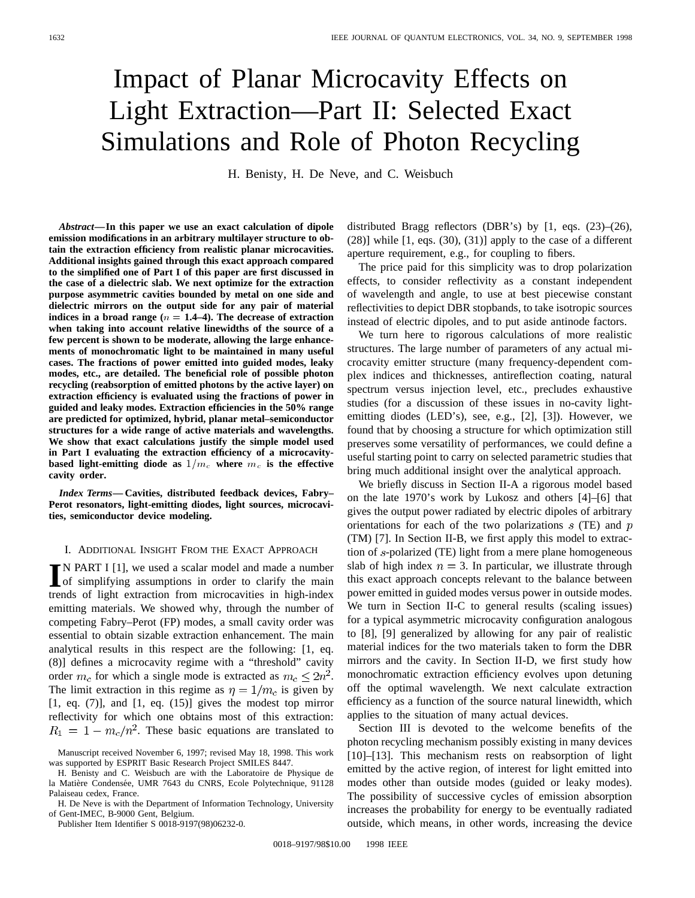# Impact of Planar Microcavity Effects on Light Extraction—Part II: Selected Exact Simulations and Role of Photon Recycling

H. Benisty, H. De Neve, and C. Weisbuch

***Abstract*—In this paper we use an exact calculation of dipole emission modifications in an arbitrary multilayer structure to obtain the extraction efficiency from realistic planar microcavities. Additional insights gained through this exact approach compared to the simplified one of Part I of this paper are first discussed in the case of a dielectric slab. We next optimize for the extraction purpose asymmetric cavities bounded by metal on one side and dielectric mirrors on the output side for any pair of material indices in a broad range ($n = 1.4$–$4$). The decrease of extraction when taking into account relative linewidths of the source of a few percent is shown to be moderate, allowing the large enhancements of monochromatic light to be maintained in many useful cases. The fractions of power emitted into guided modes, leaky modes, etc., are detailed. The beneficial role of possible photon recycling (reabsorption of emitted photons by the active layer) on extraction efficiency is evaluated using the fractions of power in guided and leaky modes. Extraction efficiencies in the 50% range are predicted for optimized, hybrid, planar metal–semiconductor structures for a wide range of active materials and wavelengths. We show that exact calculations justify the simple model used in Part I evaluating the extraction efficiency of a microcavity-based light-emitting diode as $1/m_c$ where $m_c$ is the effective cavity order.**

***Index Terms*—Cavities, distributed feedback devices, Fabry–Perot resonators, light-emitting diodes, light sources, microcavities, semiconductor device modeling.**

## I. Additional Insight From the Exact Approach

In Part I [1], we used a scalar model and made a number of simplifying assumptions in order to clarify the main trends of light extraction from microcavities in high-index emitting materials. We showed why, through the number of competing Fabry–Perot (FP) modes, a small cavity order was essential to obtain sizable extraction enhancement. The main analytical results in this respect are the following: [1, eq. (8)] defines a microcavity regime with a "threshold" cavity order $m_c$ for which a single mode is extracted as $m_c \leq 2n^2$. The limit extraction in this regime as $\eta = 1/m_c$ is given by [1, eq. (7)], and [1, eq. (15)] gives the modest top mirror reflectivity for which one obtains most of this extraction: $R_1 = 1 - m_c/n^2$. These basic equations are translated to distributed Bragg reflectors (DBR's) by [1, eqs. (23)–(26), (28)] while [1, eqs. (30), (31)] apply to the case of a different aperture requirement, e.g., for coupling to fibers.

The price paid for this simplicity was to drop polarization effects, to consider reflectivity as a constant independent of wavelength and angle, to use at best piecewise constant reflectivities to depict DBR stopbands, to take isotropic sources instead of electric dipoles, and to put aside antinode factors.

We turn here to rigorous calculations of more realistic structures. The large number of parameters of any actual microcavity emitter structure (many frequency-dependent complex indices and thicknesses, antireflection coating, natural spectrum versus injection level, etc., precludes exhaustive studies (for a discussion of these issues in no-cavity light-emitting diodes (LED's), see, e.g., [2], [3]). However, we found that by choosing a structure for which optimization still preserves some versatility of performances, we could define a useful starting point to carry on selected parametric studies that bring much additional insight over the analytical approach.

We briefly discuss in Section II-A a rigorous model based on the late 1970's work by Lukosz and others [4]–[6] that gives the output power radiated by electric dipoles of arbitrary orientations for each of the two polarizations $s$ (TE) and $p$ (TM) [7]. In Section II-B, we first apply this model to extraction of $s$-polarized (TE) light from a mere plane homogeneous slab of high index $n = 3$. In particular, we illustrate through this exact approach concepts relevant to the balance between power emitted in guided modes versus power in outside modes. We turn in Section II-C to general results (scaling issues) for a typical asymmetric microcavity configuration analogous to [8], [9] generalized by allowing for any pair of realistic material indices for the two materials taken to form the DBR mirrors and the cavity. In Section II-D, we first study how monochromatic extraction efficiency evolves upon detuning off the optimal wavelength. We next calculate extraction efficiency as a function of the source natural linewidth, which applies to the situation of many actual devices.

Section III is devoted to the welcome benefits of the photon recycling mechanism possibly existing in many devices [10]–[13]. This mechanism rests on reabsorption of light emitted by the active region, of interest for light emitted into modes other than outside modes (guided or leaky modes). The possibility of successive cycles of emission absorption increases the probability for energy to be eventually radiated outside, which means, in other words, increasing the device

Manuscript received November 6, 1997; revised May 18, 1998. This work was supported by ESPRIT Basic Research Project SMILES 8447.

H. Benisty and C. Weisbuch are with the Laboratoire de Physique de la Matière Condensée, UMR 7643 du CNRS, Ecole Polytechnique, 91128 Palaiseau cedex, France.

H. De Neve is with the Department of Information Technology, University of Gent-IMEC, B-9000 Gent, Belgium.

Publisher Item Identifier S 0018-9197(98)06232-0.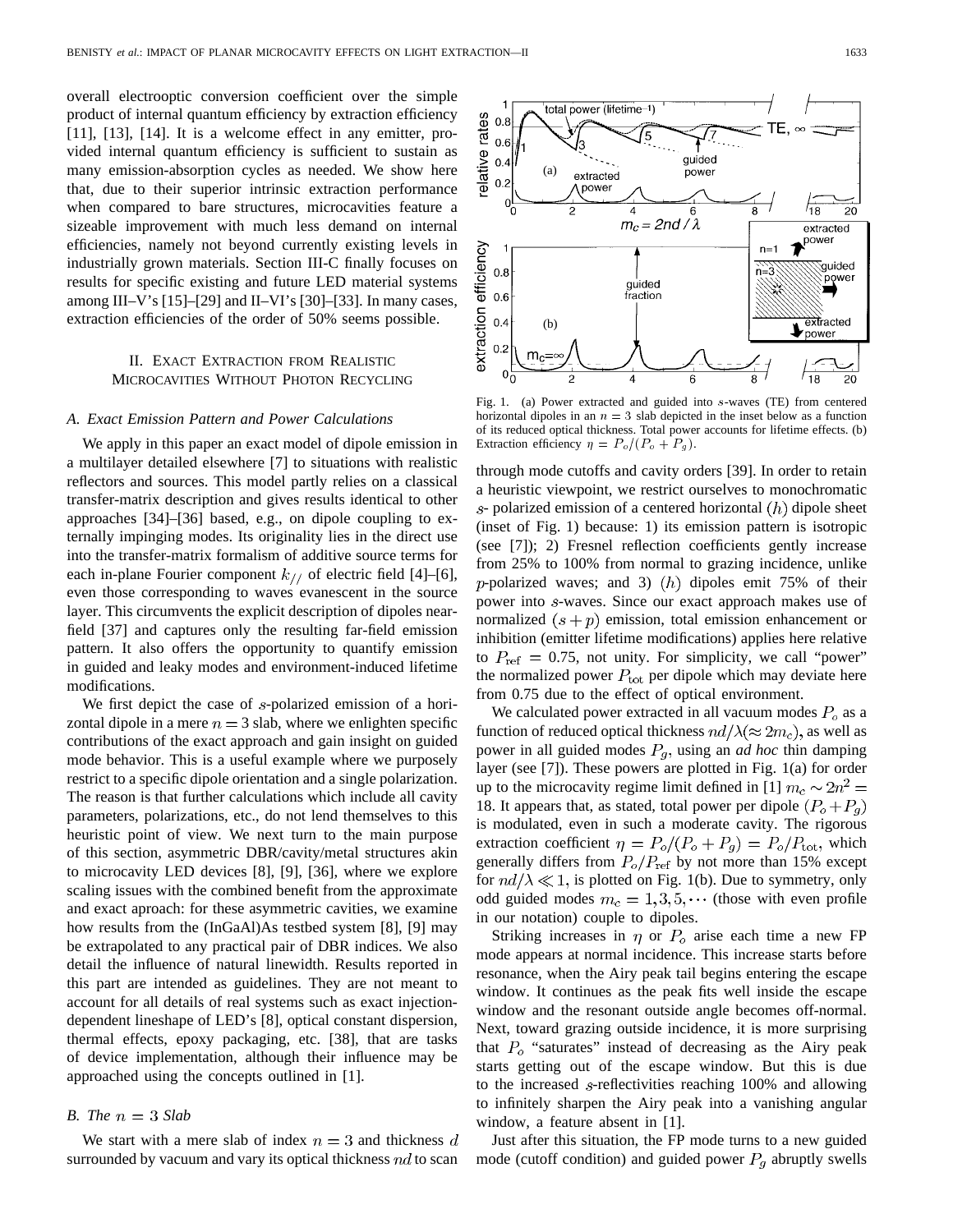overall electrooptic conversion coefficient over the simple product of internal quantum efficiency by extraction efficiency [11], [13], [14]. It is a welcome effect in any emitter, provided internal quantum efficiency is sufficient to sustain as many emission-absorption cycles as needed. We show here that, due to their superior intrinsic extraction performance when compared to bare structures, microcavities feature a sizeable improvement with much less demand on internal efficiencies, namely not beyond currently existing levels in industrially grown materials. Section III-C finally focuses on results for specific existing and future LED material systems among III–V's [15]–[29] and II–VI's [30]–[33]. In many cases, extraction efficiencies of the order of 50% seems possible.

## II. Exact Extraction from Realistic Microcavities Without Photon Recycling

### A. Exact Emission Pattern and Power Calculations

We apply in this paper an exact model of dipole emission in a multilayer detailed elsewhere [7] to situations with realistic reflectors and sources. This model partly relies on a classical transfer-matrix description and gives results identical to other approaches [34]–[36] based, e.g., on dipole coupling to externally impinging modes. Its originality lies in the direct use into the transfer-matrix formalism of additive source terms for each in-plane Fourier component $k_{//}$ of electric field [4]–[6], even those corresponding to waves evanescent in the source layer. This circumvents the explicit description of dipoles near-field [37] and captures only the resulting far-field emission pattern. It also offers the opportunity to quantify emission in guided and leaky modes and environment-induced lifetime modifications.

We first depict the case of $s$-polarized emission of a horizontal dipole in a mere $n = 3$ slab, where we enlighten specific contributions of the exact approach and gain insight on guided mode behavior. This is a useful example where we purposely restrict to a specific dipole orientation and a single polarization. The reason is that further calculations which include all cavity parameters, polarizations, etc., do not lend themselves to this heuristic point of view. We next turn to the main purpose of this section, asymmetric DBR/cavity/metal structures akin to microcavity LED devices [8], [9], [36], where we explore scaling issues with the combined benefit from the approximate and exact aproach: for these asymmetric cavities, we examine how results from the (InGaAl)As testbed system [8], [9] may be extrapolated to any practical pair of DBR indices. We also detail the influence of natural linewidth. Results reported in this part are intended as guidelines. They are not meant to account for all details of real systems such as exact injection-dependent lineshape of LED's [8], optical constant dispersion, thermal effects, epoxy packaging, etc. [38], that are tasks of device implementation, although their influence may be approached using the concepts outlined in [1].

### B. The $n = 3$ Slab

We start with a mere slab of index $n = 3$ and thickness $d$ surrounded by vacuum and vary its optical thickness $nd$ to scan through mode cutoffs and cavity orders [39]. In order to retain a heuristic viewpoint, we restrict ourselves to monochromatic $s$- polarized emission of a centered horizontal $(h)$ dipole sheet (inset of Fig. 1) because: 1) its emission pattern is isotropic (see [7]); 2) Fresnel reflection coefficients gently increase from 25% to 100% from normal to grazing incidence, unlike $p$-polarized waves; and 3) $(h)$ dipoles emit 75% of their power into $s$-waves. Since our exact approach makes use of normalized $(s+p)$ emission, total emission enhancement or inhibition (emitter lifetime modifications) applies here relative to $P_{\rm ref} = 0.75$, not unity. For simplicity, we call "power" the normalized power $P_{\rm tot}$ per dipole which may deviate here from 0.75 due to the effect of optical environment.

relative rates
total power (lifetime$^{-1}$)
TE, $\infty$
1 3 5 7
guided power
extracted power
(a)
0 2 4 6 8 18 20
$m_c = 2nd/\lambda$
extraction efficiency
guided fraction
(b)
$m_c = \infty$
0 2 4 6 8 18 20
n=1
n=3
extracted power
guided power
extracted power

Fig. 1. (a) Power extracted and guided into $s$-waves (TE) from centered horizontal dipoles in an $n = 3$ slab depicted in the inset below as a function of its reduced optical thickness. Total power accounts for lifetime effects. (b) Extraction efficiency $\eta = P_o/(P_o + P_g)$.

We calculated power extracted in all vacuum modes $P_o$ as a function of reduced optical thickness $nd/\lambda (\approx 2m_c)$, as well as power in all guided modes $P_g$, using an *ad hoc* thin damping layer (see [7]). These powers are plotted in Fig. 1(a) for order up to the microcavity regime limit defined in [1] $m_c \sim 2n^2 = 18$. It appears that, as stated, total power per dipole $(P_o + P_g)$ is modulated, even in such a moderate cavity. The rigorous extraction coefficient $\eta = P_o/(P_o + P_g) = P_o/P_{\rm tot}$, which generally differs from $P_o/P_{\rm ref}$ by not more than 15% except for $nd/\lambda \ll 1$, is plotted on Fig. 1(b). Due to symmetry, only odd guided modes $m_c = 1, 3, 5, \cdots$ (those with even profile in our notation) couple to dipoles.

Striking increases in $\eta$ or $P_o$ arise each time a new FP mode appears at normal incidence. This increase starts before resonance, when the Airy peak tail begins entering the escape window. It continues as the peak fits well inside the escape window and the resonant outside angle becomes off-normal. Next, toward grazing outside incidence, it is more surprising that $P_o$ "saturates" instead of decreasing as the Airy peak starts getting out of the escape window. But this is due to the increased $s$-reflectivities reaching 100% and allowing to infinitely sharpen the Airy peak into a vanishing angular window, a feature absent in [1].

Just after this situation, the FP mode turns to a new guided mode (cutoff condition) and guided power $P_g$ abruptly swells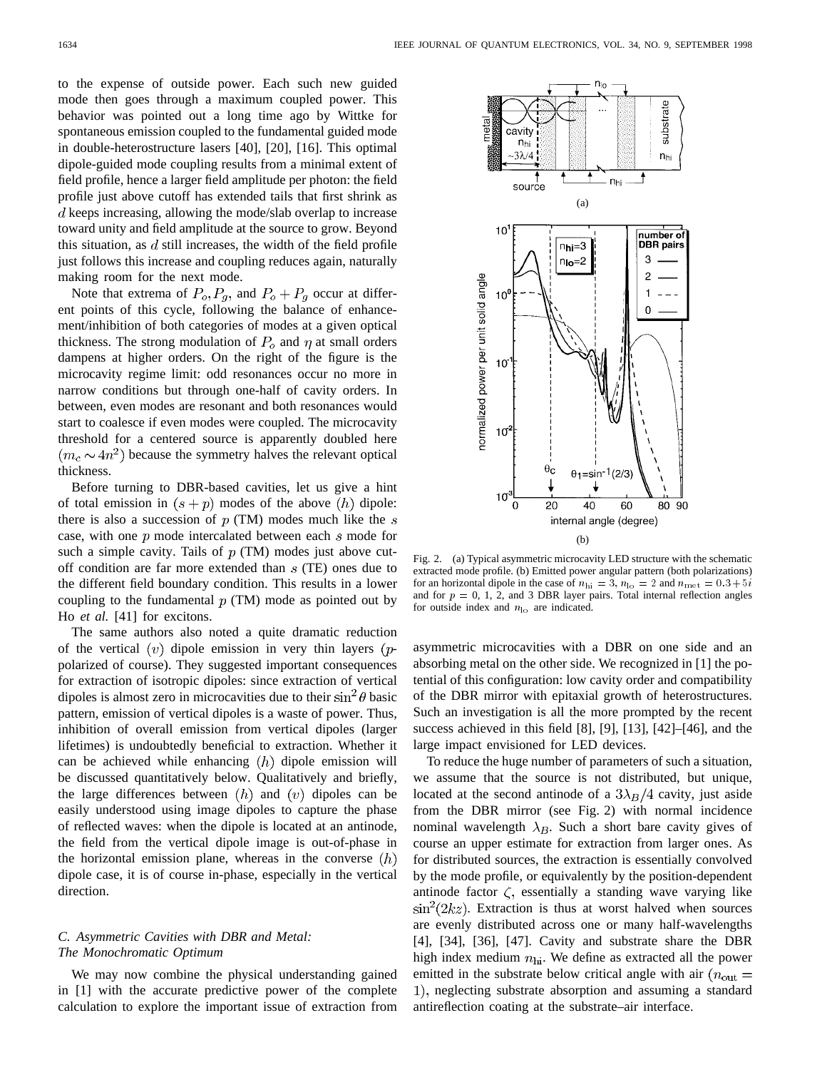to the expense of outside power. Each such new guided mode then goes through a maximum coupled power. This behavior was pointed out a long time ago by Wittke for spontaneous emission coupled to the fundamental guided mode in double-heterostructure lasers [40], [20], [16]. This optimal dipole-guided mode coupling results from a minimal extent of field profile, hence a larger field amplitude per photon: the field profile just above cutoff has extended tails that first shrink as $d$ keeps increasing, allowing the mode/slab overlap to increase toward unity and field amplitude at the source to grow. Beyond this situation, as $d$ still increases, the width of the field profile just follows this increase and coupling reduces again, naturally making room for the next mode.

Note that extrema of $P_o, P_g$, and $P_o + P_g$ occur at different points of this cycle, following the balance of enhancement/inhibition of both categories of modes at a given optical thickness. The strong modulation of $P_o$ and $\eta$ at small orders dampens at higher orders. On the right of the figure is the microcavity regime limit: odd resonances occur no more in narrow conditions but through one-half of cavity orders. In between, even modes are resonant and both resonances would start to coalesce if even modes were coupled. The microcavity threshold for a centered source is apparently doubled here $(m_c \sim 4n^2)$ because the symmetry halves the relevant optical thickness.

Before turning to DBR-based cavities, let us give a hint of total emission in $(s + p)$ modes of the above $(h)$ dipole: there is also a succession of $p$ (TM) modes much like the $s$ case, with one $p$ mode intercalated between each $s$ mode for such a simple cavity. Tails of $p$ (TM) modes just above cutoff condition are far more extended than $s$ (TE) ones due to the different field boundary condition. This results in a lower coupling to the fundamental $p$ (TM) mode as pointed out by Ho *et al.* [41] for excitons.

The same authors also noted a quite dramatic reduction of the vertical $(v)$ dipole emission in very thin layers ($p$-polarized of course). They suggested important consequences for extraction of isotropic dipoles: since extraction of vertical dipoles is almost zero in microcavities due to their $\sin^2\theta$ basic pattern, emission of vertical dipoles is a waste of power. Thus, inhibition of overall emission from vertical dipoles (larger lifetimes) is undoubtedly beneficial to extraction. Whether it can be achieved while enhancing $(h)$ dipole emission will be discussed quantitatively below. Qualitatively and briefly, the large differences between $(h)$ and $(v)$ dipoles can be easily understood using image dipoles to capture the phase of reflected waves: when the dipole is located at an antinode, the field from the vertical dipole image is out-of-phase in the horizontal emission plane, whereas in the converse $(h)$ dipole case, it is of course in-phase, especially in the vertical direction.

### C. Asymmetric Cavities with DBR and Metal: The Monochromatic Optimum

We may now combine the physical understanding gained in [1] with the accurate predictive power of the complete calculation to explore the important issue of extraction from asymmetric microcavities with a DBR on one side and an absorbing metal on the other side. We recognized in [1] the potential of this configuration: low cavity order and compatibility of the DBR mirror with epitaxial growth of heterostructures. Such an investigation is all the more prompted by the recent success achieved in this field [8], [9], [13], [42]–[46], and the large impact envisioned for LED devices.

To reduce the huge number of parameters of such a situation, we assume that the source is not distributed, but unique, located at the second antinode of a $3\lambda_B/4$ cavity, just aside from the DBR mirror (see Fig. 2) with normal incidence nominal wavelength $\lambda_B$. Such a short bare cavity gives of course an upper estimate for extraction from larger ones. As for distributed sources, the extraction is essentially convolved by the mode profile, or equivalently by the position-dependent antinode factor $\zeta$, essentially a standing wave varying like $\sin^2(2kz)$. Extraction is thus at worst halved when sources are evenly distributed across one or many half-wavelengths [4], [34], [36], [47]. Cavity and substrate share the DBR high index medium $n_{\rm hi}$. We define as extracted all the power emitted in the substrate below critical angle with air $(n_{\rm out} = 1)$, neglecting substrate absorption and assuming a standard antireflection coating at the substrate–air interface.

metal
cavity
$n_{\rm hi}$
~3λ/4
source
$n_{\rm lo}$
$n_{\rm hi}$
...
substrate
$n_{\rm hi}$

(a)

normalized power per unit solid angle
$10^1$
$10^0$
$10^{-1}$
$10^{-2}$
$10^{-3}$
$n_{\rm hi}$=3
$n_{\rm lo}$=2
number of DBR pairs
3
2
1
0
$\theta_c$
$\theta_1=\sin^{-1}(2/3)$
0 20 40 60 80 90
internal angle (degree)

(b)

Fig. 2. (a) Typical asymmetric microcavity LED structure with the schematic extracted mode profile. (b) Emitted power angular pattern (both polarizations) for an horizontal dipole in the case of $n_{\rm hi} = 3$, $n_{\rm lo} = 2$ and $n_{\rm met} = 0.3 + 5i$ and for $p = 0$, 1, 2, and 3 DBR layer pairs. Total internal reflection angles for outside index and $n_{\rm lo}$ are indicated.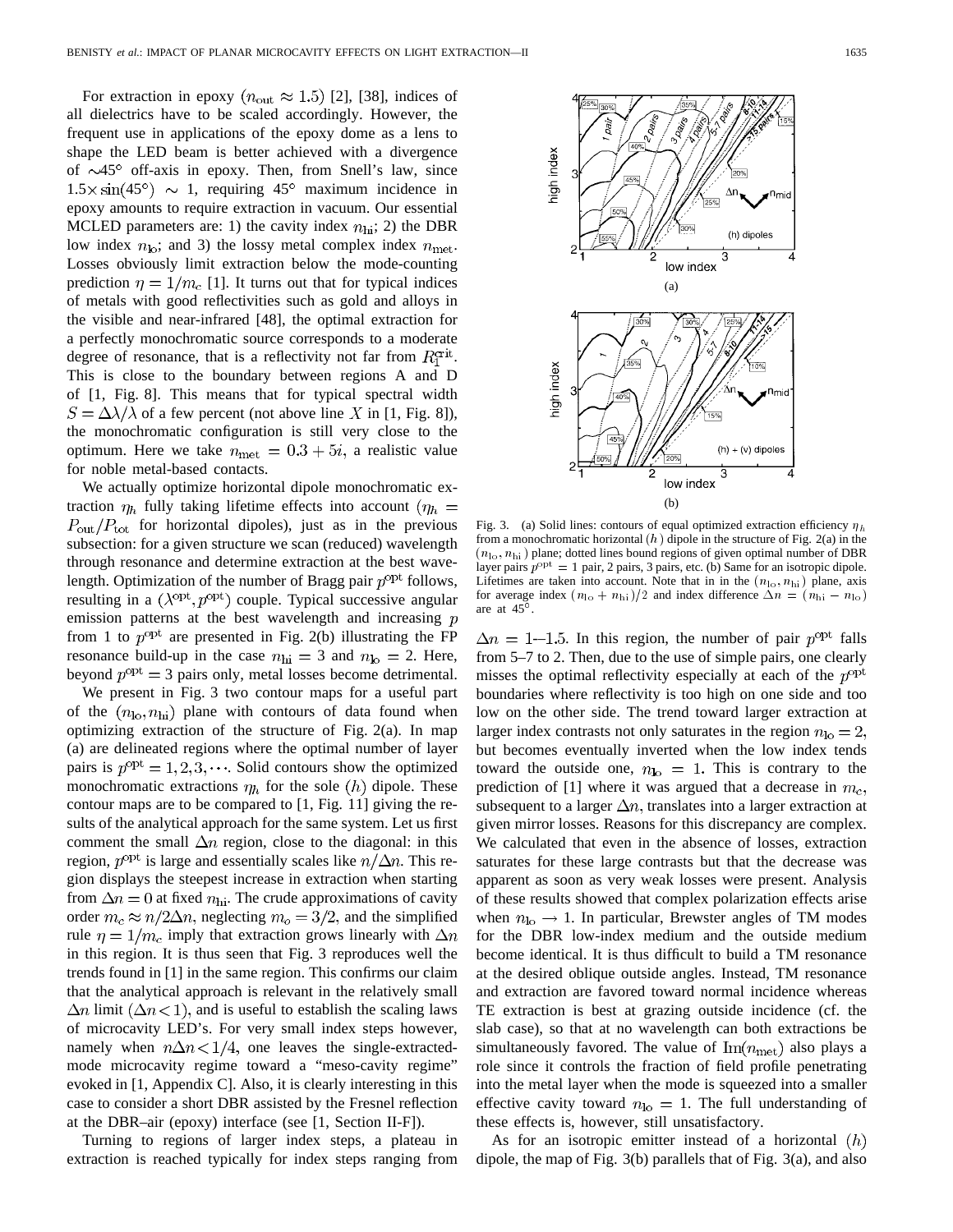For extraction in epoxy $(n_{\mathrm{out}} \approx 1.5)$ [2], [38], indices of all dielectrics have to be scaled accordingly. However, the frequent use in applications of the epoxy dome as a lens to shape the LED beam is better achieved with a divergence of ~45° off-axis in epoxy. Then, from Snell's law, since $1.5 \times \sin(45°) \sim 1$, requiring 45° maximum incidence in epoxy amounts to require extraction in vacuum. Our essential MCLED parameters are: 1) the cavity index $n_{\mathrm{hi}}$; 2) the DBR low index $n_{\mathrm{lo}}$; and 3) the lossy metal complex index $n_{\mathrm{met}}$. Losses obviously limit extraction below the mode-counting prediction $\eta = 1/m_c$ [1]. It turns out that for typical indices of metals with good reflectivities such as gold and alloys in the visible and near-infrared [48], the optimal extraction for a perfectly monochromatic source corresponds to a moderate degree of resonance, that is a reflectivity not far from $R_1^{\mathrm{crit}}$. This is close to the boundary between regions A and D of [1, Fig. 8]. This means that for typical spectral width $S = \Delta\lambda/\lambda$ of a few percent (not above line $X$ in [1, Fig. 8]), the monochromatic configuration is still very close to the optimum. Here we take $n_{\mathrm{met}} = 0.3 + 5i$, a realistic value for noble metal-based contacts.

We actually optimize horizontal dipole monochromatic extraction $\eta_h$ fully taking lifetime effects into account ($\eta_h = P_{\mathrm{out}}/P_{\mathrm{tot}}$ for horizontal dipoles), just as in the previous subsection: for a given structure we scan (reduced) wavelength through resonance and determine extraction at the best wavelength. Optimization of the number of Bragg pair $p^{\mathrm{opt}}$ follows, resulting in a $(\lambda^{\mathrm{opt}}, p^{\mathrm{opt}})$ couple. Typical successive angular emission patterns at the best wavelength and increasing $p$ from 1 to $p^{\mathrm{opt}}$ are presented in Fig. 2(b) illustrating the FP resonance build-up in the case $n_{\mathrm{hi}} = 3$ and $n_{\mathrm{lo}} = 2$. Here, beyond $p^{\mathrm{opt}} = 3$ pairs only, metal losses become detrimental.

We present in Fig. 3 two contour maps for a useful part of the $(n_{\mathrm{lo}}, n_{\mathrm{hi}})$ plane with contours of data found when optimizing extraction of the structure of Fig. 2(a). In map (a) are delineated regions where the optimal number of layer pairs is $p^{\mathrm{opt}} = 1, 2, 3, \cdots$. Solid contours show the optimized monochromatic extractions $\eta_h$ for the sole $(h)$ dipole. These contour maps are to be compared to [1, Fig. 11] giving the results of the analytical approach for the same system. Let us first comment the small $\Delta n$ region, close to the diagonal: in this region, $p^{\mathrm{opt}}$ is large and essentially scales like $n/\Delta n$. This region displays the steepest increase in extraction when starting from $\Delta n = 0$ at fixed $n_{\mathrm{hi}}$. The crude approximations of cavity order $m_c \approx n/2\Delta n$, neglecting $m_o = 3/2$, and the simplified rule $\eta = 1/m_c$ imply that extraction grows linearly with $\Delta n$ in this region. It is thus seen that Fig. 3 reproduces well the trends found in [1] in the same region. This confirms our claim that the analytical approach is relevant in the relatively small $\Delta n$ limit $(\Delta n < 1)$, and is useful to establish the scaling laws of microcavity LED's. For very small index steps however, namely when $n\Delta n < 1/4$, one leaves the single-extracted-mode microcavity regime toward a "meso-cavity regime" evoked in [1, Appendix C]. Also, it is clearly interesting in this case to consider a short DBR assisted by the Fresnel reflection at the DBR–air (epoxy) interface (see [1, Section II-F]).

Turning to regions of larger index steps, a plateau in extraction is reached typically for index steps ranging from $\Delta n = 1$–$1.5$. In this region, the number of pair $p^{\mathrm{opt}}$ falls from 5–7 to 2. Then, due to the use of simple pairs, one clearly misses the optimal reflectivity especially at each of the $p^{\mathrm{opt}}$ boundaries where reflectivity is too high on one side and too low on the other side. The trend toward larger extraction at larger index contrasts not only saturates in the region $n_{\mathrm{lo}} = 2$, but becomes eventually inverted when the low index tends toward the outside one, $n_{\mathrm{lo}} = 1$. This is contrary to the prediction of [1] where it was argued that a decrease in $m_c$, subsequent to a larger $\Delta n$, translates into a larger extraction at given mirror losses. Reasons for this discrepancy are complex. We calculated that even in the absence of losses, extraction saturates for these large contrasts but that the decrease was apparent as soon as very weak losses were present. Analysis of these results showed that complex polarization effects arise when $n_{\mathrm{lo}} \to 1$. In particular, Brewster angles of TM modes for the DBR low-index medium and the outside medium become identical. It is thus difficult to build a TM resonance at the desired oblique outside angles. Instead, TM resonance and extraction are favored toward normal incidence whereas TE extraction is best at grazing outside incidence (cf. the slab case), so that at no wavelength can both extractions be simultaneously favored. The value of $\mathrm{Im}(n_{\mathrm{met}})$ also plays a role since it controls the fraction of field profile penetrating into the metal layer when the mode is squeezed into a smaller effective cavity toward $n_{\mathrm{lo}} = 1$. The full understanding of these effects is, however, still unsatisfactory.

As for an isotropic emitter instead of a horizontal $(h)$ dipole, the map of Fig. 3(b) parallels that of Fig. 3(a), and also

(a)

high index
low index
1 pair
2 pairs
3 pairs
4 pairs
5-7 pairs
8-10
11-14
15 pairs
25%
30%
35%
40%
45%
50%
55%
30%
25%
20%
15%
Δn
n_mid
(h) dipoles

(b)

high index
low index
1
2
3
4
5-7
8-10
11-14
>15
30%
30%
25%
35%
40%
45%
50%
20%
15%
10%
Δn
n_mid
(h) + (v) dipoles

Fig. 3. (a) Solid lines: contours of equal optimized extraction efficiency $\eta_h$ from a monochromatic horizontal $(h)$ dipole in the structure of Fig. 2(a) in the $(n_{\mathrm{lo}}, n_{\mathrm{hi}})$ plane; dotted lines bound regions of given optimal number of DBR layer pairs $p^{\mathrm{opt}} = 1$ pair, 2 pairs, 3 pairs, etc. (b) Same for an isotropic dipole. Lifetimes are taken into account. Note that in in the $(n_{\mathrm{lo}}, n_{\mathrm{hi}})$ plane, axis for average index $(n_{\mathrm{lo}} + n_{\mathrm{hi}})/2$ and index difference $\Delta n = (n_{\mathrm{hi}} - n_{\mathrm{lo}})$ are at 45°.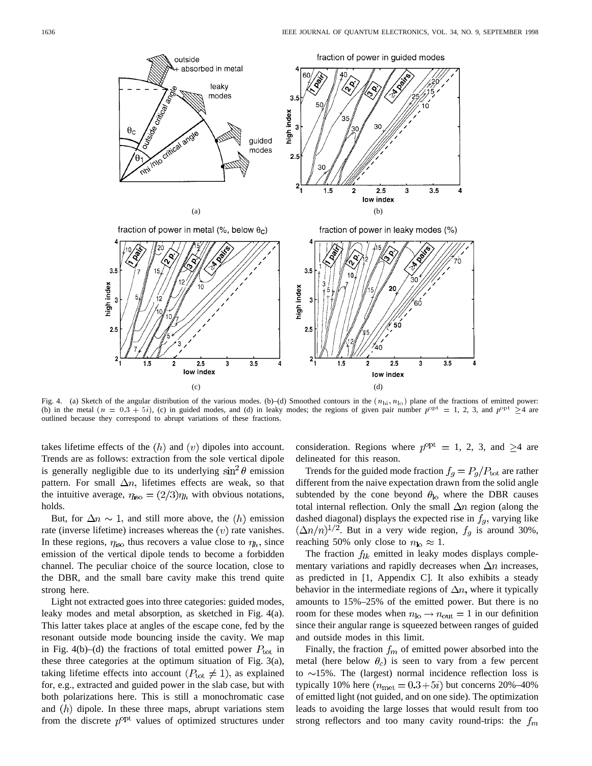(a) Sketch labels: outside + absorbed in metal; leaky modes; guided modes; outside critical angle; $n_{hi}/n_{lo}$ critical angle; $\theta_C$; $\theta_1$

(a)

fraction of power in guided modes

high index

low index

1 pair; 2 p.; 3 p.; ≥4 pairs

60, 40, 50, 35, 30, 30, 30, 25, 20, 15, 10

(b)

fraction of power in metal (%, below $\theta_C$)

high index

low index

1 pair; 2 p.; 3 p.; ≥4 pairs

10, 20, 15, 7, 15, 12, 5, 12, 10, 10, 10, 5, 3, 7

(c)

fraction of power in leaky modes (%)

high index

low index

1 pair; 2 p.; 3 p.; ≥4 pairs

15, 1, 12, 10, 3, 5, 7, 7, 15, 20, 70, 30, 60, 50, 15, 12, 40

(d)

Fig. 4. (a) Sketch of the angular distribution of the various modes. (b)–(d) Smoothed contours in the $(n_{\rm hi}, n_{\rm lo})$ plane of the fractions of emitted power: (b) in the metal $(n = 0.3 + 5i)$, (c) in guided modes, and (d) in leaky modes; the regions of given pair number $p^{\rm opt} = 1$, 2, 3, and $p^{\rm opt} \geq 4$ are outlined because they correspond to abrupt variations of these fractions.

takes lifetime effects of the $(h)$ and $(v)$ dipoles into account. Trends are as follows: extraction from the sole vertical dipole is generally negligible due to its underlying $\sin^2\theta$ emission pattern. For small $\Delta n$, lifetimes effects are weak, so that the intuitive average, $\eta_{\rm iso} = (2/3)\eta_h$ with obvious notations, holds.

But, for $\Delta n \sim 1$, and still more above, the $(h)$ emission rate (inverse lifetime) increases whereas the $(v)$ rate vanishes. In these regions, $\eta_{\rm iso}$ thus recovers a value close to $\eta_h$, since emission of the vertical dipole tends to become a forbidden channel. The peculiar choice of the source location, close to the DBR, and the small bare cavity make this trend quite strong here.

Light not extracted goes into three categories: guided modes, leaky modes and metal absorption, as sketched in Fig. 4(a). This latter takes place at angles of the escape cone, fed by the resonant outside mode bouncing inside the cavity. We map in Fig. 4(b)–(d) the fractions of total emitted power $P_{\rm tot}$ in these three categories at the optimum situation of Fig. 3(a), taking lifetime effects into account $(P_{\rm tot} \neq 1)$, as explained for, e.g., extracted and guided power in the slab case, but with both polarizations here. This is still a monochromatic case and $(h)$ dipole. In these three maps, abrupt variations stem from the discrete $p^{\rm opt}$ values of optimized structures under consideration. Regions where $p^{\rm opt} = 1$, 2, 3, and $\geq 4$ are delineated for this reason.

Trends for the guided mode fraction $f_g = P_g/P_{\rm tot}$ are rather different from the naive expectation drawn from the solid angle subtended by the cone beyond $\theta_{\rm lo}$ where the DBR causes total internal reflection. Only the small $\Delta n$ region (along the dashed diagonal) displays the expected rise in $f_g$, varying like $(\Delta n/n)^{1/2}$. But in a very wide region, $f_g$ is around 30%, reaching 50% only close to $n_{\rm lo} \approx 1$.

The fraction $f_{lk}$ emitted in leaky modes displays complementary variations and rapidly decreases when $\Delta n$ increases, as predicted in [1, Appendix C]. It also exhibits a steady behavior in the intermediate regions of $\Delta n$, where it typically amounts to 15%–25% of the emitted power. But there is no room for these modes when $n_{\rm lo} \rightarrow n_{\rm out} = 1$ in our definition since their angular range is squeezed between ranges of guided and outside modes in this limit.

Finally, the fraction $f_m$ of emitted power absorbed into the metal (here below $\theta_c$) is seen to vary from a few percent to $\sim$15%. The (largest) normal incidence reflection loss is typically 10% here $(n_{\rm met} = 0.3 + 5i)$ but concerns 20%–40% of emitted light (not guided, and on one side). The optimization leads to avoiding the large losses that would result from too strong reflectors and too many cavity round-trips: the $f_m$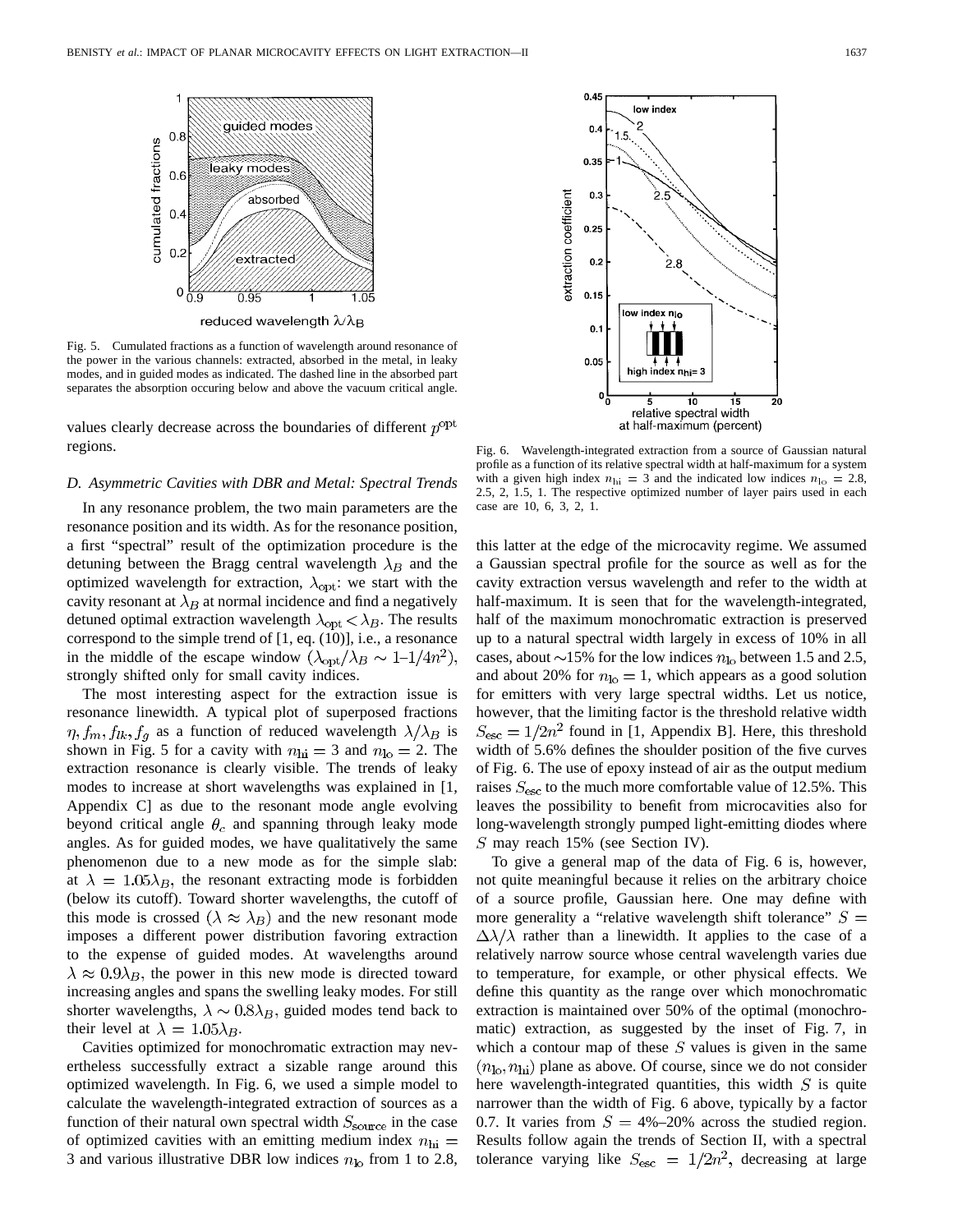1

0.8

0.6

0.4

0.2

0

0.9 0.95 1 1.05

cumulated fractions

guided modes

leaky modes

absorbed

extracted

reduced wavelength $\lambda/\lambda_B$

Fig. 5. Cumulated fractions as a function of wavelength around resonance of the power in the various channels: extracted, absorbed in the metal, in leaky modes, and in guided modes as indicated. The dashed line in the absorbed part separates the absorption occuring below and above the vacuum critical angle.

values clearly decrease across the boundaries of different $p^{\rm opt}$ regions.

### D. Asymmetric Cavities with DBR and Metal: Spectral Trends

In any resonance problem, the two main parameters are the resonance position and its width. As for the resonance position, a first "spectral" result of the optimization procedure is the detuning between the Bragg central wavelength $\lambda_B$ and the optimized wavelength for extraction, $\lambda_{\rm opt}$: we start with the cavity resonant at $\lambda_B$ at normal incidence and find a negatively detuned optimal extraction wavelength $\lambda_{\rm opt} < \lambda_B$. The results correspond to the simple trend of [1, eq. (10)], i.e., a resonance in the middle of the escape window $(\lambda_{\rm opt}/\lambda_B \sim 1\text{–}1/4n^2)$, strongly shifted only for small cavity indices.

The most interesting aspect for the extraction issue is resonance linewidth. A typical plot of superposed fractions $\eta, f_m, f_{lk}, f_g$ as a function of reduced wavelength $\lambda/\lambda_B$ is shown in Fig. 5 for a cavity with $n_{\rm hi} = 3$ and $n_{\rm lo} = 2$. The extraction resonance is clearly visible. The trends of leaky modes to increase at short wavelengths was explained in [1, Appendix C] as due to the resonant mode angle evolving beyond critical angle $\theta_c$ and spanning through leaky mode angles. As for guided modes, we have qualitatively the same phenomenon due to a new mode as for the simple slab: at $\lambda = 1.05\lambda_B$, the resonant extracting mode is forbidden (below its cutoff). Toward shorter wavelengths, the cutoff of this mode is crossed $(\lambda \approx \lambda_B)$ and the new resonant mode imposes a different power distribution favoring extraction to the expense of guided modes. At wavelengths around $\lambda \approx 0.9\lambda_B$, the power in this new mode is directed toward increasing angles and spans the swelling leaky modes. For still shorter wavelengths, $\lambda \sim 0.8\lambda_B$, guided modes tend back to their level at $\lambda = 1.05\lambda_B$.

Cavities optimized for monochromatic extraction may nevertheless successfully extract a sizable range around this optimized wavelength. In Fig. 6, we used a simple model to calculate the wavelength-integrated extraction of sources as a function of their natural own spectral width $S_{\rm source}$ in the case of optimized cavities with an emitting medium index $n_{\rm hi} = 3$ and various illustrative DBR low indices $n_{\rm lo}$ from 1 to 2.8, this latter at the edge of the microcavity regime. We assumed a Gaussian spectral profile for the source as well as for the cavity extraction versus wavelength and refer to the width at half-maximum. It is seen that for the wavelength-integrated, half of the maximum monochromatic extraction is preserved up to a natural spectral width largely in excess of 10% in all cases, about ~15% for the low indices $n_{\rm lo}$ between 1.5 and 2.5, and about 20% for $n_{\rm lo} = 1$, which appears as a good solution for emitters with very large spectral widths. Let us notice, however, that the limiting factor is the threshold relative width $S_{\rm esc} = 1/2n^2$ found in [1, Appendix B]. Here, this threshold width of 5.6% defines the shoulder position of the five curves of Fig. 6. The use of epoxy instead of air as the output medium raises $S_{\rm esc}$ to the much more comfortable value of 12.5%. This leaves the possibility to benefit from microcavities also for long-wavelength strongly pumped light-emitting diodes where $S$ may reach 15% (see Section IV).

0.45

0.4

0.35

0.3

0.25

0.2

0.15

0.1

0.05

0

0 5 10 15 20

extraction coefficient

low index

2

1.5

1

2.5

2.8

low index $n_{lo}$

high index $n_{hi}$= 3

relative spectral width at half-maximum (percent)

Fig. 6. Wavelength-integrated extraction from a source of Gaussian natural profile as a function of its relative spectral width at half-maximum for a system with a given high index $n_{\rm hi} = 3$ and the indicated low indices $n_{\rm lo} = 2.8$, 2.5, 2, 1.5, 1. The respective optimized number of layer pairs used in each case are 10, 6, 3, 2, 1.

To give a general map of the data of Fig. 6 is, however, not quite meaningful because it relies on the arbitrary choice of a source profile, Gaussian here. One may define with more generality a "relative wavelength shift tolerance" $S = \Delta\lambda/\lambda$ rather than a linewidth. It applies to the case of a relatively narrow source whose central wavelength varies due to temperature, for example, or other physical effects. We define this quantity as the range over which monochromatic extraction is maintained over 50% of the optimal (monochromatic) extraction, as suggested by the inset of Fig. 7, in which a contour map of these $S$ values is given in the same $(n_{\rm lo}, n_{\rm hi})$ plane as above. Of course, since we do not consider here wavelength-integrated quantities, this width $S$ is quite narrower than the width of Fig. 6 above, typically by a factor 0.7. It varies from $S$ = 4%–20% across the studied region. Results follow again the trends of Section II, with a spectral tolerance varying like $S_{\rm esc} = 1/2n^2$, decreasing at large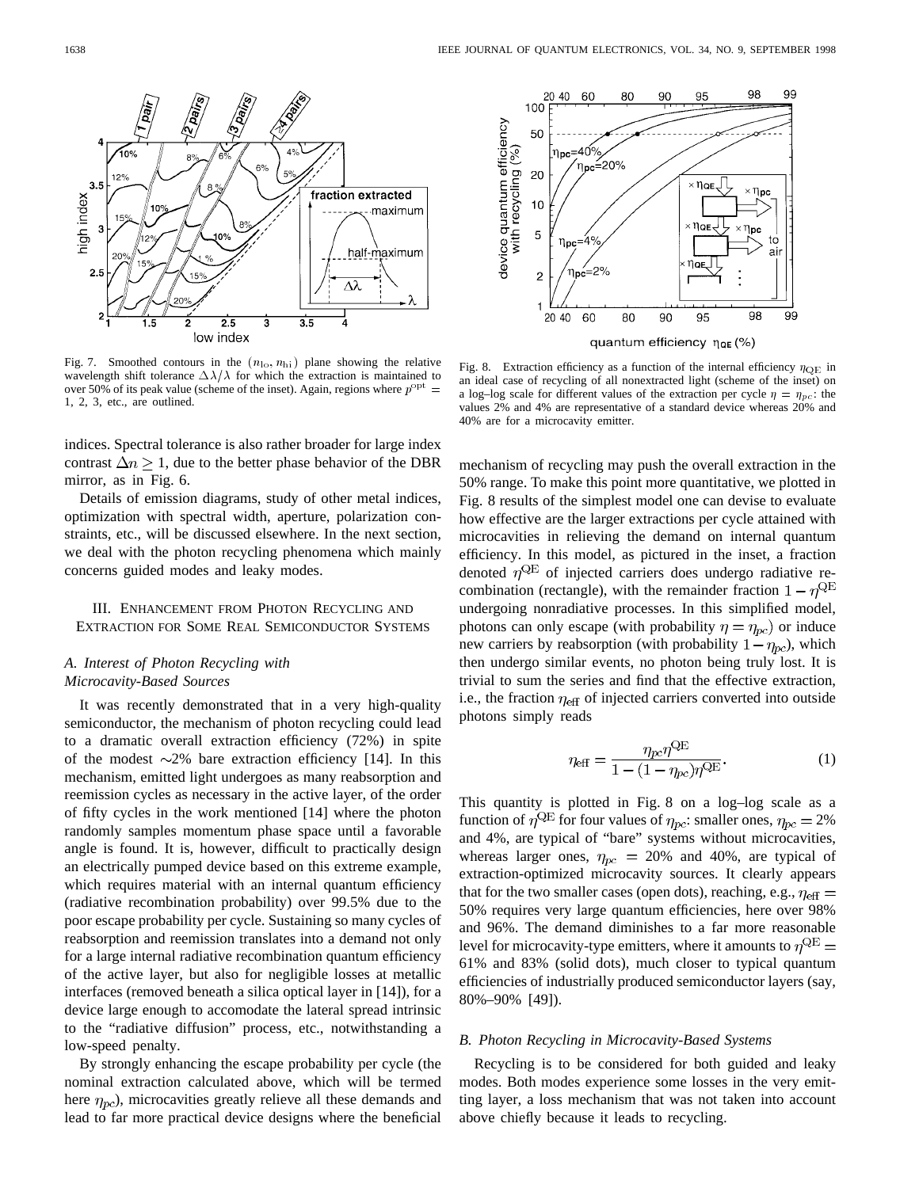1 pair

2 pairs

3 pairs

≥4 pairs

high index

low index

10%
8%
6%
4%
6%
5%
12%
8 %
10%
15%
8%
12%
10%
20%
1 %
15%
15%
20%

fraction extracted
maximum
half-maximum
Δλ
λ

Fig. 7. Smoothed contours in the $(n_{\rm lo}, n_{\rm hi})$ plane showing the relative wavelength shift tolerance $\Delta\lambda/\lambda$ for which the extraction is maintained to over 50% of its peak value (scheme of the inset). Again, regions where $p^{\rm opt} = 1, 2, 3$, etc., are outlined.

device quantum efficiency with recycling (%)

quantum efficiency $\eta_{\rm QE}$ (%)

$\eta_{\rm pc}$=40%

$\eta_{\rm pc}$=20%

$\eta_{\rm pc}$=4%

$\eta_{\rm pc}$=2%

$\times\,\eta_{\rm QE}$
$\times\,\eta_{\rm pc}$
to air

Fig. 8. Extraction efficiency as a function of the internal efficiency $\eta_{\rm QE}$ in an ideal case of recycling of all nonextracted light (scheme of the inset) on a log–log scale for different values of the extraction per cycle $\eta = \eta_{pc}$: the values 2% and 4% are representative of a standard device whereas 20% and 40% are for a microcavity emitter.

indices. Spectral tolerance is also rather broader for large index contrast $\Delta n \geq 1$, due to the better phase behavior of the DBR mirror, as in Fig. 6.

Details of emission diagrams, study of other metal indices, optimization with spectral width, aperture, polarization constraints, etc., will be discussed elsewhere. In the next section, we deal with the photon recycling phenomena which mainly concerns guided modes and leaky modes.

## III. Enhancement from Photon Recycling and Extraction for Some Real Semiconductor Systems

### *A. Interest of Photon Recycling with Microcavity-Based Sources*

It was recently demonstrated that in a very high-quality semiconductor, the mechanism of photon recycling could lead to a dramatic overall extraction efficiency (72%) in spite of the modest ~2% bare extraction efficiency [14]. In this mechanism, emitted light undergoes as many reabsorption and reemission cycles as necessary in the active layer, of the order of fifty cycles in the work mentioned [14] where the photon randomly samples momentum phase space until a favorable angle is found. It is, however, difficult to practically design an electrically pumped device based on this extreme example, which requires material with an internal quantum efficiency (radiative recombination probability) over 99.5% due to the poor escape probability per cycle. Sustaining so many cycles of reabsorption and reemission translates into a demand not only for a large internal radiative recombination quantum efficiency of the active layer, but also for negligible losses at metallic interfaces (removed beneath a silica optical layer in [14]), for a device large enough to accomodate the lateral spread intrinsic to the "radiative diffusion" process, etc., notwithstanding a low-speed penalty.

By strongly enhancing the escape probability per cycle (the nominal extraction calculated above, which will be termed here $\eta_{pc}$), microcavities greatly relieve all these demands and lead to far more practical device designs where the beneficial mechanism of recycling may push the overall extraction in the 50% range. To make this point more quantitative, we plotted in Fig. 8 results of the simplest model one can devise to evaluate how effective are the larger extractions per cycle attained with microcavities in relieving the demand on internal quantum efficiency. In this model, as pictured in the inset, a fraction denoted $\eta^{\rm QE}$ of injected carriers does undergo radiative recombination (rectangle), with the remainder fraction $1-\eta^{\rm QE}$ undergoing nonradiative processes. In this simplified model, photons can only escape (with probability $\eta = \eta_{pc}$) or induce new carriers by reabsorption (with probability $1-\eta_{pc}$), which then undergo similar events, no photon being truly lost. It is trivial to sum the series and find that the effective extraction, i.e., the fraction $\eta_{\rm eff}$ of injected carriers converted into outside photons simply reads

$$\eta_{\rm eff} = \frac{\eta_{pc}\eta^{\rm QE}}{1-(1-\eta_{pc})\eta^{\rm QE}}. \tag{1}$$

This quantity is plotted in Fig. 8 on a log–log scale as a function of $\eta^{\rm QE}$ for four values of $\eta_{pc}$: smaller ones, $\eta_{pc} = 2\%$ and 4%, are typical of "bare" systems without microcavities, whereas larger ones, $\eta_{pc} = 20\%$ and 40%, are typical of extraction-optimized microcavity sources. It clearly appears that for the two smaller cases (open dots), reaching, e.g., $\eta_{\rm eff} = 50\%$ requires very large quantum efficiencies, here over 98% and 96%. The demand diminishes to a far more reasonable level for microcavity-type emitters, where it amounts to $\eta^{\rm QE} = 61\%$ and 83% (solid dots), much closer to typical quantum efficiencies of industrially produced semiconductor layers (say, 80%–90% [49]).

### *B. Photon Recycling in Microcavity-Based Systems*

Recycling is to be considered for both guided and leaky modes. Both modes experience some losses in the very emitting layer, a loss mechanism that was not taken into account above chiefly because it leads to recycling.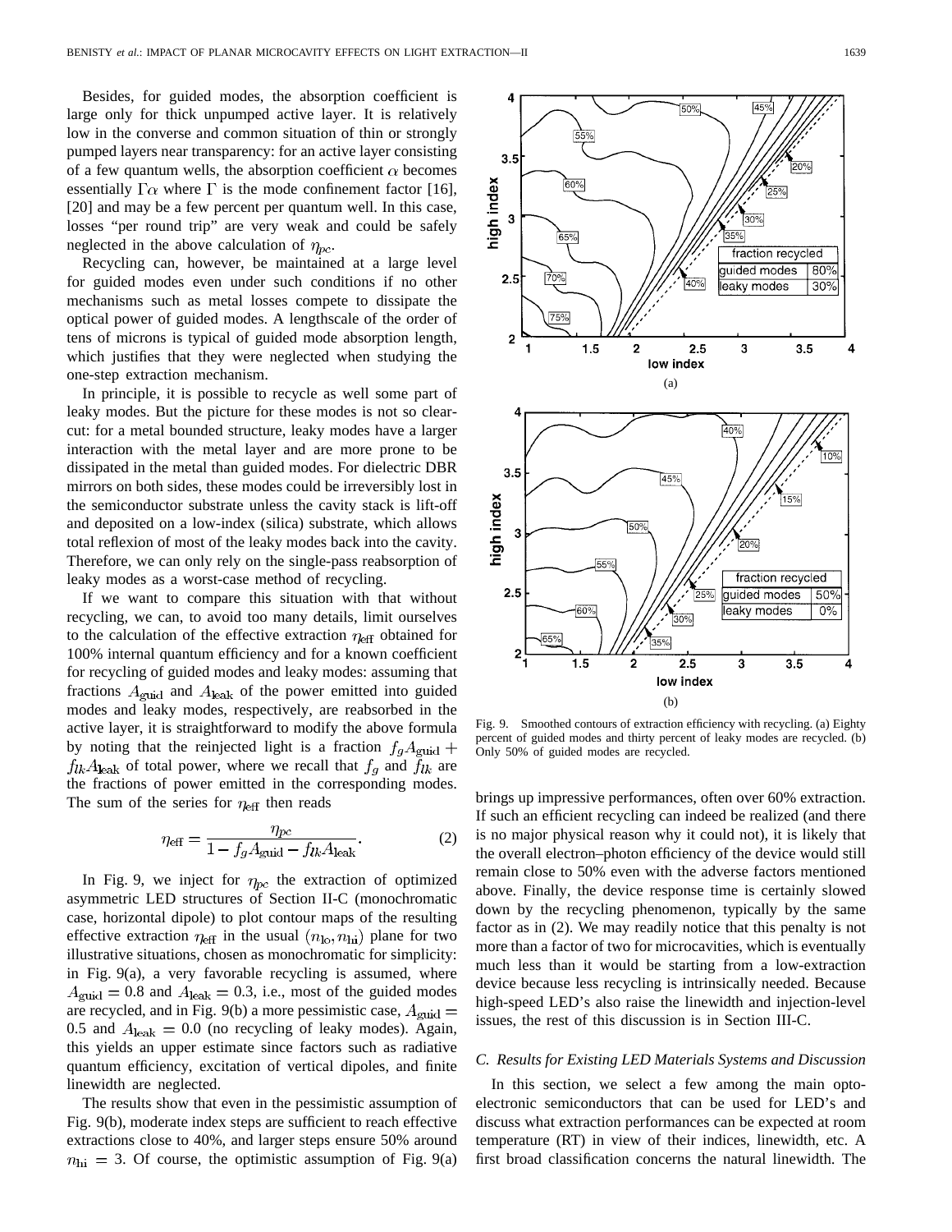Besides, for guided modes, the absorption coefficient is large only for thick unpumped active layer. It is relatively low in the converse and common situation of thin or strongly pumped layers near transparency: for an active layer consisting of a few quantum wells, the absorption coefficient $\alpha$ becomes essentially $\Gamma\alpha$ where $\Gamma$ is the mode confinement factor [16], [20] and may be a few percent per quantum well. In this case, losses "per round trip" are very weak and could be safely neglected in the above calculation of $\eta_{pc}$.

Recycling can, however, be maintained at a large level for guided modes even under such conditions if no other mechanisms such as metal losses compete to dissipate the optical power of guided modes. A lengthscale of the order of tens of microns is typical of guided mode absorption length, which justifies that they were neglected when studying the one-step extraction mechanism.

In principle, it is possible to recycle as well some part of leaky modes. But the picture for these modes is not so clear-cut: for a metal bounded structure, leaky modes have a larger interaction with the metal layer and are more prone to be dissipated in the metal than guided modes. For dielectric DBR mirrors on both sides, these modes could be irreversibly lost in the semiconductor substrate unless the cavity stack is lift-off and deposited on a low-index (silica) substrate, which allows total reflexion of most of the leaky modes back into the cavity. Therefore, we can only rely on the single-pass reabsorption of leaky modes as a worst-case method of recycling.

If we want to compare this situation with that without recycling, we can, to avoid too many details, limit ourselves to the calculation of the effective extraction $\eta_{\text{eff}}$ obtained for 100% internal quantum efficiency and for a known coefficient for recycling of guided modes and leaky modes: assuming that fractions $A_{\text{guid}}$ and $A_{\text{leak}}$ of the power emitted into guided modes and leaky modes, respectively, are reabsorbed in the active layer, it is straightforward to modify the above formula by noting that the reinjected light is a fraction $f_g A_{\text{guid}} + f_{lk} A_{\text{leak}}$ of total power, where we recall that $f_g$ and $f_{lk}$ are the fractions of power emitted in the corresponding modes. The sum of the series for $\eta_{\text{eff}}$ then reads

$$\eta_{\text{eff}} = \frac{\eta_{pc}}{1 - f_g A_{\text{guid}} - f_{lk} A_{\text{leak}}}. \tag{2}$$

In Fig. 9, we inject for $\eta_{pc}$ the extraction of optimized asymmetric LED structures of Section II-C (monochromatic case, horizontal dipole) to plot contour maps of the resulting effective extraction $\eta_{\text{eff}}$ in the usual $(n_{\text{lo}}, n_{\text{hi}})$ plane for two illustrative situations, chosen as monochromatic for simplicity: in Fig. 9(a), a very favorable recycling is assumed, where $A_{\text{guid}} = 0.8$ and $A_{\text{leak}} = 0.3$, i.e., most of the guided modes are recycled, and in Fig. 9(b) a more pessimistic case, $A_{\text{guid}} = 0.5$ and $A_{\text{leak}} = 0.0$ (no recycling of leaky modes). Again, this yields an upper estimate since factors such as radiative quantum efficiency, excitation of vertical dipoles, and finite linewidth are neglected.

The results show that even in the pessimistic assumption of Fig. 9(b), moderate index steps are sufficient to reach effective extractions close to 40%, and larger steps ensure 50% around $n_{\text{hi}} = 3$. Of course, the optimistic assumption of Fig. 9(a)

(a)

high index
low index
50% 45% 55% 20% 60% 25% 30% 65% 35% 70% 40% 75%
fraction recycled
guided modes 80%
leaky modes 30%

(b)

high index
low index
40% 10% 45% 15% 50% 20% 55% 25% 60% 30% 65% 35%
fraction recycled
guided modes 50%
leaky modes 0%

Fig. 9. Smoothed contours of extraction efficiency with recycling. (a) Eighty percent of guided modes and thirty percent of leaky modes are recycled. (b) Only 50% of guided modes are recycled.

brings up impressive performances, often over 60% extraction. If such an efficient recycling can indeed be realized (and there is no major physical reason why it could not), it is likely that the overall electron–photon efficiency of the device would still remain close to 50% even with the adverse factors mentioned above. Finally, the device response time is certainly slowed down by the recycling phenomenon, typically by the same factor as in (2). We may readily notice that this penalty is not more than a factor of two for microcavities, which is eventually much less than it would be starting from a low-extraction device because less recycling is intrinsically needed. Because high-speed LED's also raise the linewidth and injection-level issues, the rest of this discussion is in Section III-C.

### C. Results for Existing LED Materials Systems and Discussion

In this section, we select a few among the main opto-electronic semiconductors that can be used for LED's and discuss what extraction performances can be expected at room temperature (RT) in view of their indices, linewidth, etc. A first broad classification concerns the natural linewidth. The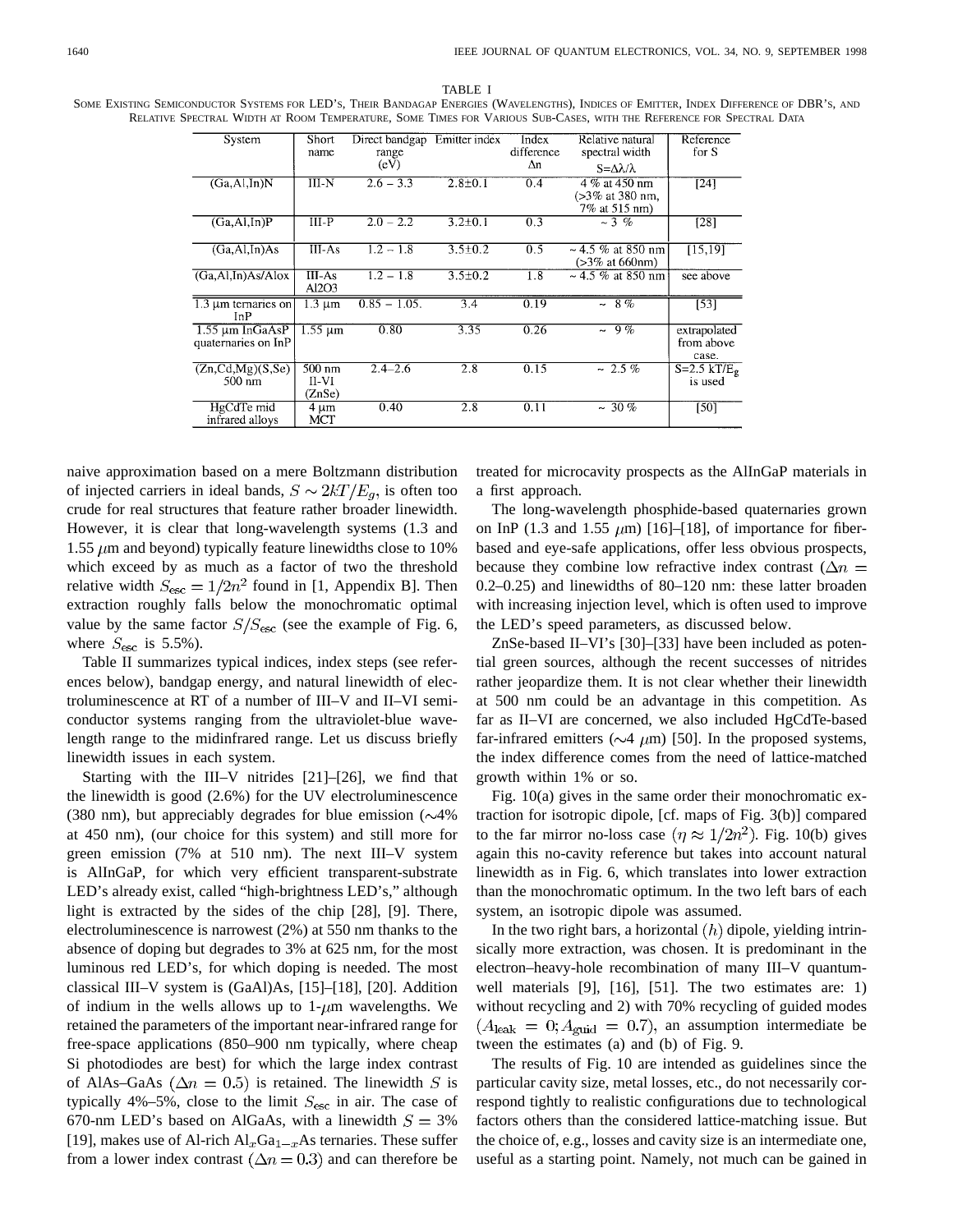TABLE I

SOME EXISTING SEMICONDUCTOR SYSTEMS FOR LED'S, THEIR BANDAGAP ENERGIES (WAVELENGTHS), INDICES OF EMITTER, INDEX DIFFERENCE OF DBR'S, AND RELATIVE SPECTRAL WIDTH AT ROOM TEMPERATURE, SOME TIMES FOR VARIOUS SUB-CASES, WITH THE REFERENCE FOR SPECTRAL DATA

| System | Short name | Direct bandgap range (eV) | Emitter index | Index difference $\Delta n$ | Relative natural spectral width $S=\Delta\lambda/\lambda$ | Reference for S |
|---|---|---|---|---|---|---|
| (Ga,Al,In)N | III-N | 2.6 – 3.3 | 2.8±0.1 | 0.4 | 4 % at 450 nm (>3% at 380 nm, 7% at 515 nm) | [24] |
| (Ga,Al,In)P | III-P | 2.0 – 2.2 | 3.2±0.1 | 0.3 | ~ 3 % | [28] |
| (Ga,Al,In)As | III-As | 1.2 – 1.8 | 3.5±0.2 | 0.5 | ~ 4.5 % at 850 nm (>3% at 660nm) | [15,19] |
| (Ga,Al,In)As/Alox | III-As Al2O3 | 1.2 – 1.8 | 3.5±0.2 | 1.8 | ~ 4.5 % at 850 nm | see above |
| 1.3 µm ternaries on InP | 1.3 µm | 0.85 – 1.05. | 3.4 | 0.19 | ~ 8 % | [53] |
| 1.55 µm InGaAsP quaternaries on InP | 1.55 µm | 0.80 | 3.35 | 0.26 | ~ 9 % | extrapolated from above case. |
| (Zn,Cd,Mg)(S,Se) 500 nm | 500 nm II-VI (ZnSe) | 2.4–2.6 | 2.8 | 0.15 | ~ 2.5 % | $S=2.5\,kT/E_g$ is used |
| HgCdTe mid infrared alloys | 4 µm MCT | 0.40 | 2.8 | 0.11 | ~ 30 % | [50] |

naive approximation based on a mere Boltzmann distribution of injected carriers in ideal bands, $S \sim 2kT/E_g$, is often too crude for real structures that feature rather broader linewidth. However, it is clear that long-wavelength systems (1.3 and 1.55 $\mu$m and beyond) typically feature linewidths close to 10% which exceed by as much as a factor of two the threshold relative width $S_{\rm esc} = 1/2n^2$ found in [1, Appendix B]. Then extraction roughly falls below the monochromatic optimal value by the same factor $S/S_{\rm esc}$ (see the example of Fig. 6, where $S_{\rm esc}$ is 5.5%).

Table II summarizes typical indices, index steps (see references below), bandgap energy, and natural linewidth of electroluminescence at RT of a number of III–V and II–VI semiconductor systems ranging from the ultraviolet-blue wavelength range to the midinfrared range. Let us discuss briefly linewidth issues in each system.

Starting with the III–V nitrides [21]–[26], we find that the linewidth is good (2.6%) for the UV electroluminescence (380 nm), but appreciably degrades for blue emission (~4% at 450 nm), (our choice for this system) and still more for green emission (7% at 510 nm). The next III–V system is AlInGaP, for which very efficient transparent-substrate LED's already exist, called "high-brightness LED's," although light is extracted by the sides of the chip [28], [9]. There, electroluminescence is narrowest (2%) at 550 nm thanks to the absence of doping but degrades to 3% at 625 nm, for the most luminous red LED's, for which doping is needed. The most classical III–V system is (GaAl)As, [15]–[18], [20]. Addition of indium in the wells allows up to 1-$\mu$m wavelengths. We retained the parameters of the important near-infrared range for free-space applications (850–900 nm typically, where cheap Si photodiodes are best) for which the large index contrast of AlAs–GaAs ($\Delta n = 0.5$) is retained. The linewidth $S$ is typically 4%–5%, close to the limit $S_{\rm esc}$ in air. The case of 670-nm LED's based on AlGaAs, with a linewidth $S = 3\%$ [19], makes use of Al-rich $Al_xGa_{1-x}As$ ternaries. These suffer from a lower index contrast ($\Delta n = 0.3$) and can therefore be treated for microcavity prospects as the AlInGaP materials in a first approach.

The long-wavelength phosphide-based quaternaries grown on InP (1.3 and 1.55 $\mu$m) [16]–[18], of importance for fiber-based and eye-safe applications, offer less obvious prospects, because they combine low refractive index contrast ($\Delta n = 0.2$–$0.25$) and linewidths of 80–120 nm: these latter broaden with increasing injection level, which is often used to improve the LED's speed parameters, as discussed below.

ZnSe-based II–VI's [30]–[33] have been included as potential green sources, although the recent successes of nitrides rather jeopardize them. It is not clear whether their linewidth at 500 nm could be an advantage in this competition. As far as II–VI are concerned, we also included HgCdTe-based far-infrared emitters (~4 $\mu$m) [50]. In the proposed systems, the index difference comes from the need of lattice-matched growth within 1% or so.

Fig. 10(a) gives in the same order their monochromatic extraction for isotropic dipole, [cf. maps of Fig. 3(b)] compared to the far mirror no-loss case ($\eta \approx 1/2n^2$). Fig. 10(b) gives again this no-cavity reference but takes into account natural linewidth as in Fig. 6, which translates into lower extraction than the monochromatic optimum. In the two left bars of each system, an isotropic dipole was assumed.

In the two right bars, a horizontal ($h$) dipole, yielding intrinsically more extraction, was chosen. It is predominant in the electron–heavy-hole recombination of many III–V quantum-well materials [9], [16], [51]. The two estimates are: 1) without recycling and 2) with 70% recycling of guided modes ($A_{\rm leak} = 0; A_{\rm guid} = 0.7$), an assumption intermediate be tween the estimates (a) and (b) of Fig. 9.

The results of Fig. 10 are intended as guidelines since the particular cavity size, metal losses, etc., do not necessarily correspond tightly to realistic configurations due to technological factors others than the considered lattice-matching issue. But the choice of, e.g., losses and cavity size is an intermediate one, useful as a starting point. Namely, not much can be gained in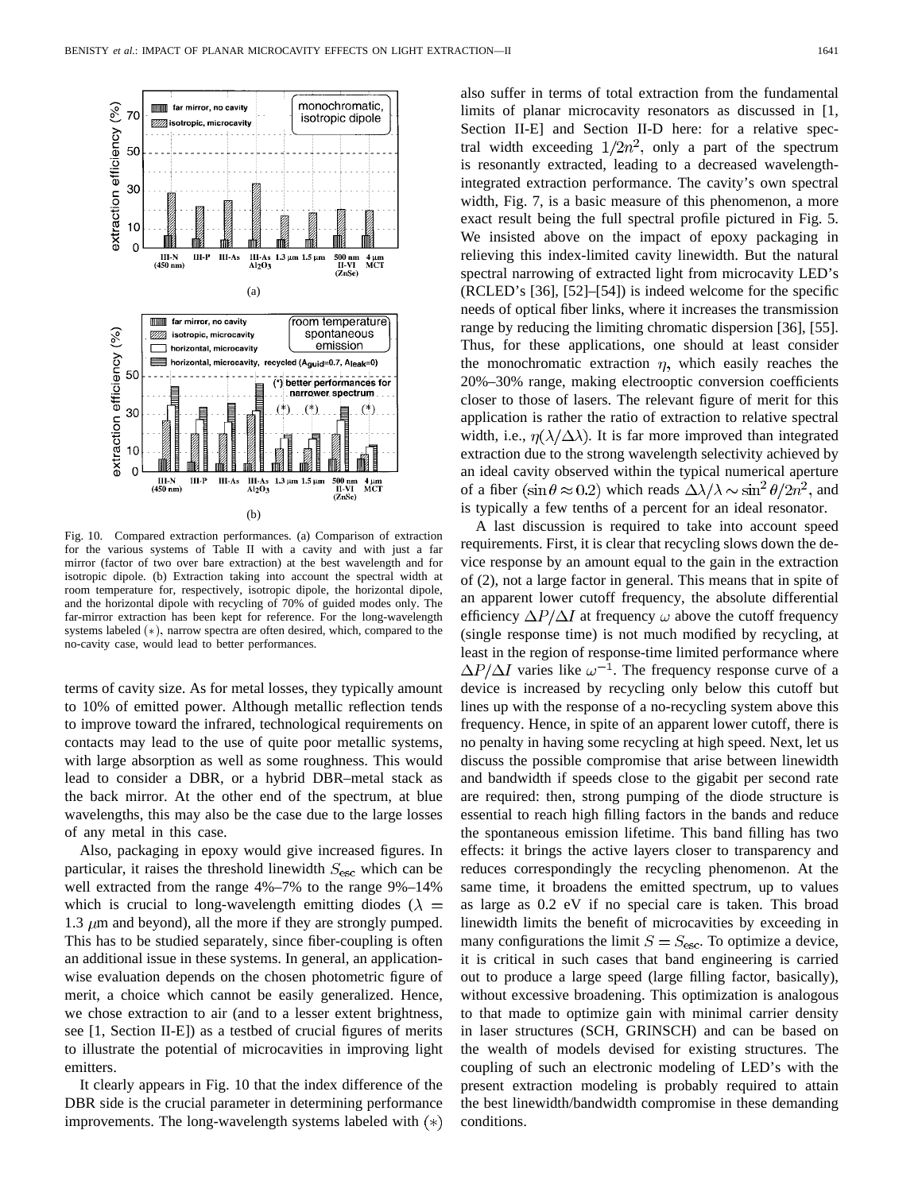far mirror, no cavity

isotropic, microcavity

monochromatic, isotropic dipole

extraction efficiency (%)

70

50

30

10

0

III-N (450 nm)

III-P

III-As

III-As Al2O3

1.3 μm

1.5 μm

500 nm II-VI (ZnSe)

4 μm MCT

(a)

far mirror, no cavity

isotropic, microcavity

horizontal, microcavity

horizontal, microcavity, recycled ($A_{guid}$=0.7, $A_{leak}$=0)

room temperature spontaneous emission

(*) better performances for narrower spectrum

extraction efficiency (%)

50

30

10

0

(*) (*) (*)

III-N (450 nm)

III-P

III-As

III-As Al2O3

1.3 μm

1.5 μm

500 nm II-VI (ZnSe)

4 μm MCT

(b)

Fig. 10. Compared extraction performances. (a) Comparison of extraction for the various systems of Table II with a cavity and with just a far mirror (factor of two over bare extraction) at the best wavelength and for isotropic dipole. (b) Extraction taking into account the spectral width at room temperature for, respectively, isotropic dipole, the horizontal dipole, and the horizontal dipole with recycling of 70% of guided modes only. The far-mirror extraction has been kept for reference. For the long-wavelength systems labeled $(*)$, narrow spectra are often desired, which, compared to the no-cavity case, would lead to better performances.

terms of cavity size. As for metal losses, they typically amount to 10% of emitted power. Although metallic reflection tends to improve toward the infrared, technological requirements on contacts may lead to the use of quite poor metallic systems, with large absorption as well as some roughness. This would lead to consider a DBR, or a hybrid DBR–metal stack as the back mirror. At the other end of the spectrum, at blue wavelengths, this may also be the case due to the large losses of any metal in this case.

Also, packaging in epoxy would give increased figures. In particular, it raises the threshold linewidth $S_{\rm esc}$ which can be well extracted from the range 4%–7% to the range 9%–14% which is crucial to long-wavelength emitting diodes ($\lambda = 1.3\ \mu$m and beyond), all the more if they are strongly pumped. This has to be studied separately, since fiber-coupling is often an additional issue in these systems. In general, an application-wise evaluation depends on the chosen photometric figure of merit, a choice which cannot be easily generalized. Hence, we chose extraction to air (and to a lesser extent brightness, see [1, Section II-E]) as a testbed of crucial figures of merits to illustrate the potential of microcavities in improving light emitters.

It clearly appears in Fig. 10 that the index difference of the DBR side is the crucial parameter in determining performance improvements. The long-wavelength systems labeled with $(*)$ also suffer in terms of total extraction from the fundamental limits of planar microcavity resonators as discussed in [1, Section II-E] and Section II-D here: for a relative spectral width exceeding $1/2n^2$, only a part of the spectrum is resonantly extracted, leading to a decreased wavelength-integrated extraction performance. The cavity's own spectral width, Fig. 7, is a basic measure of this phenomenon, a more exact result being the full spectral profile pictured in Fig. 5. We insisted above on the impact of epoxy packaging in relieving this index-limited cavity linewidth. But the natural spectral narrowing of extracted light from microcavity LED's (RCLED's [36], [52]–[54]) is indeed welcome for the specific needs of optical fiber links, where it increases the transmission range by reducing the limiting chromatic dispersion [36], [55]. Thus, for these applications, one should at least consider the monochromatic extraction $\eta$, which easily reaches the 20%–30% range, making electrooptic conversion coefficients closer to those of lasers. The relevant figure of merit for this application is rather the ratio of extraction to relative spectral width, i.e., $\eta(\lambda/\Delta\lambda)$. It is far more improved than integrated extraction due to the strong wavelength selectivity achieved by an ideal cavity observed within the typical numerical aperture of a fiber $(\sin\theta \approx 0.2)$ which reads $\Delta\lambda/\lambda \sim \sin^2\theta/2n^2$, and is typically a few tenths of a percent for an ideal resonator.

A last discussion is required to take into account speed requirements. First, it is clear that recycling slows down the device response by an amount equal to the gain in the extraction of (2), not a large factor in general. This means that in spite of an apparent lower cutoff frequency, the absolute differential efficiency $\Delta P/\Delta I$ at frequency $\omega$ above the cutoff frequency (single response time) is not much modified by recycling, at least in the region of response-time limited performance where $\Delta P/\Delta I$ varies like $\omega^{-1}$. The frequency response curve of a device is increased by recycling only below this cutoff but lines up with the response of a no-recycling system above this frequency. Hence, in spite of an apparent lower cutoff, there is no penalty in having some recycling at high speed. Next, let us discuss the possible compromise that arise between linewidth and bandwidth if speeds close to the gigabit per second rate are required: then, strong pumping of the diode structure is essential to reach high filling factors in the bands and reduce the spontaneous emission lifetime. This band filling has two effects: it brings the active layers closer to transparency and reduces correspondingly the recycling phenomenon. At the same time, it broadens the emitted spectrum, up to values as large as 0.2 eV if no special care is taken. This broad linewidth limits the benefit of microcavities by exceeding in many configurations the limit $S = S_{\rm esc}$. To optimize a device, it is critical in such cases that band engineering is carried out to produce a large speed (large filling factor, basically), without excessive broadening. This optimization is analogous to that made to optimize gain with minimal carrier density in laser structures (SCH, GRINSCH) and can be based on the wealth of models devised for existing structures. The coupling of such an electronic modeling of LED's with the present extraction modeling is probably required to attain the best linewidth/bandwidth compromise in these demanding conditions.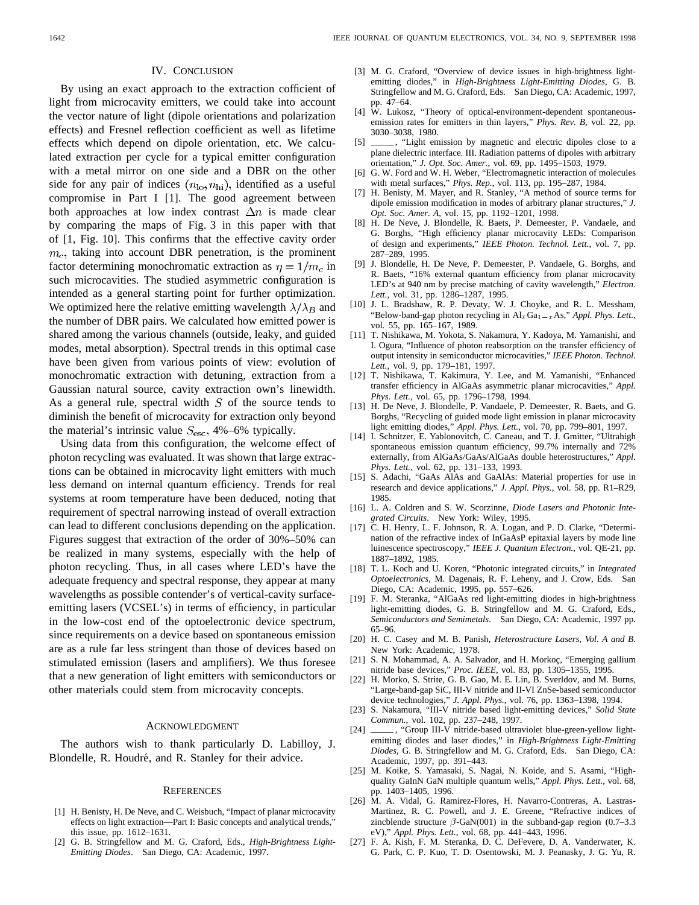## IV. Conclusion

By using an exact approach to the extraction cofficient of light from microcavity emitters, we could take into account the vector nature of light (dipole orientations and polarization effects) and Fresnel reflection coefficient as well as lifetime effects which depend on dipole orientation, etc. We calculated extraction per cycle for a typical emitter configuration with a metal mirror on one side and a DBR on the other side for any pair of indices $(n_{\text{lo}}, n_{\text{hi}})$, identified as a useful compromise in Part I [1]. The good agreement between both approaches at low index contrast $\Delta n$ is made clear by comparing the maps of Fig. 3 in this paper with that of [1, Fig. 10]. This confirms that the effective cavity order $m_c$, taking into account DBR penetration, is the prominent factor determining monochromatic extraction as $\eta = 1/m_c$ in such microcavities. The studied asymmetric configuration is intended as a general starting point for further optimization. We optimized here the relative emitting wavelength $\lambda/\lambda_B$ and the number of DBR pairs. We calculated how emitted power is shared among the various channels (outside, leaky, and guided modes, metal absorption). Spectral trends in this optimal case have been given from various points of view: evolution of monochromatic extraction with detuning, extraction from a Gaussian natural source, cavity extraction own's linewidth. As a general rule, spectral width $S$ of the source tends to diminish the benefit of microcavity for extraction only beyond the material's intrinsic value $S_{\text{esc}}$, 4%–6% typically.

Using data from this configuration, the welcome effect of photon recycling was evaluated. It was shown that large extractions can be obtained in microcavity light emitters with much less demand on internal quantum efficiency. Trends for real systems at room temperature have been deduced, noting that requirement of spectral narrowing instead of overall extraction can lead to different conclusions depending on the application. Figures suggest that extraction of the order of 30%–50% can be realized in many systems, especially with the help of photon recycling. Thus, in all cases where LED's have the adequate frequency and spectral response, they appear at many wavelengths as possible contender's of vertical-cavity surface-emitting lasers (VCSEL's) in terms of efficiency, in particular in the low-cost end of the optoelectronic device spectrum, since requirements on a device based on spontaneous emission are as a rule far less stringent than those of devices based on stimulated emission (lasers and amplifiers). We thus foresee that a new generation of light emitters with semiconductors or other materials could stem from microcavity concepts.

## Acknowledgment

The authors wish to thank particularly D. Labilloy, J. Blondelle, R. Houdré, and R. Stanley for their advice.

## References

[1] H. Benisty, H. De Neve, and C. Weisbuch, "Impact of planar microcavity effects on light extraction—Part I: Basic concepts and analytical trends," this issue, pp. 1612–1631.

[2] G. B. Stringfellow and M. G. Craford, Eds., *High-Brightness Light-Emitting Diodes*. San Diego, CA: Academic, 1997.

[3] M. G. Craford, "Overview of device issues in high-brightness light-emitting diodes," in *High-Brightness Light-Emitting Diodes*, G. B. Stringfellow and M. G. Craford, Eds. San Diego, CA: Academic, 1997, pp. 47–64.

[4] W. Lukosz, "Theory of optical-environment-dependent spontaneous-emission rates for emitters in thin layers," *Phys. Rev. B*, vol. 22, pp. 3030–3038, 1980.

[5] ——, "Light emission by magnetic and electric dipoles close to a plane dielectric interface. III. Radiation patterns of dipoles with arbitrary orientation," *J. Opt. Soc. Amer.*, vol. 69, pp. 1495–1503, 1979.

[6] G. W. Ford and W. H. Weber, "Electromagnetic interaction of molecules with metal surfaces," *Phys. Rep.*, vol. 113, pp. 195–287, 1984.

[7] H. Benisty, M. Mayer, and R. Stanley, "A method of source terms for dipole emission modification in modes of arbitrary planar structures," *J. Opt. Soc. Amer. A*, vol. 15, pp. 1192–1201, 1998.

[8] H. De Neve, J. Blondelle, R. Baets, P. Demeester, P. Vandaele, and G. Borghs, "High efficiency planar microcavity LEDs: Comparison of design and experiments," *IEEE Photon. Technol. Lett.*, vol. 7, pp. 287–289, 1995.

[9] J. Blondelle, H. De Neve, P. Demeester, P. Vandaele, G. Borghs, and R. Baets, "16% external quantum efficiency from planar microcavity LED's at 940 nm by precise matching of cavity wavelength," *Electron. Lett.*, vol. 31, pp. 1286–1287, 1995.

[10] J. L. Bradshaw, R. P. Devaty, W. J. Choyke, and R. L. Messham, "Below-band-gap photon recycling in $\text{Al}_x\text{Ga}_{1-x}\text{As}$," *Appl. Phys. Lett.*, vol. 55, pp. 165–167, 1989.

[11] T. Nishikawa, M. Yokota, S. Nakamura, Y. Kadoya, M. Yamanishi, and I. Ogura, "Influence of photon reabsorption on the transfer efficiency of output intensity in semiconductor microcavities," *IEEE Photon. Technol. Lett.*, vol. 9, pp. 179–181, 1997.

[12] T. Nishikawa, T. Kakimura, Y. Lee, and M. Yamanishi, "Enhanced transfer efficiency in AlGaAs asymmetric planar microcavities," *Appl. Phys. Lett.*, vol. 65, pp. 1796–1798, 1994.

[13] H. De Neve, J. Blondelle, P. Vandaele, P. Demeester, R. Baets, and G. Borghs, "Recycling of guided mode light emission in planar microcavity light emitting diodes," *Appl. Phys. Lett.*, vol. 70, pp. 799–801, 1997.

[14] I. Schnitzer, E. Yablonovitch, C. Caneau, and T. J. Gmitter, "Ultrahigh spontaneous emission quantum efficiency, 99.7% internally and 72% externally, from AlGaAs/GaAs/AlGaAs double heterostructures," *Appl. Phys. Lett.*, vol. 62, pp. 131–133, 1993.

[15] S. Adachi, "GaAs AlAs and GaAlAs: Material properties for use in research and device applications," *J. Appl. Phys.*, vol. 58, pp. R1–R29, 1985.

[16] L. A. Coldren and S. W. Scorzinne, *Diode Lasers and Photonic Integrated Circuits*. New York: Wiley, 1995.

[17] C. H. Henry, L. F. Johnson, R. A. Logan, and P. D. Clarke, "Determination of the refractive index of InGaAsP epitaxial layers by mode line luinescence spectroscopy," *IEEE J. Quantum Electron.*, vol. QE-21, pp. 1887–1892, 1985.

[18] T. L. Koch and U. Koren, "Photonic integrated circuits," in *Integrated Optoelectronics*, M. Dagenais, R. F. Leheny, and J. Crow, Eds. San Diego, CA: Academic, 1995, pp. 557–626.

[19] F. M. Steranka, "AlGaAs red light-emitting diodes in high-brightness light-emitting diodes, G. B. Stringfellow and M. G. Craford, Eds., *Semiconductors and Semimetals*. San Diego, CA: Academic, 1997 pp. 65–96.

[20] H. C. Casey and M. B. Panish, *Heterostructure Lasers, Vol. A and B*. New York: Academic, 1978.

[21] S. N. Mohammad, A. A. Salvador, and H. Morkoç, "Emerging gallium nitride base devices," *Proc. IEEE*, vol. 83, pp. 1305–1355, 1995.

[22] H. Morko, S. Strite, G. B. Gao, M. E. Lin, B. Sverldov, and M. Burns, "Large-band-gap SiC, III-V nitride and II-VI ZnSe-based semiconductor device technologies," *J. Appl. Phys.*, vol. 76, pp. 1363–1398, 1994.

[23] S. Nakamura, "III-V nitride based light-emitting devices," *Solid State Commun.*, vol. 102, pp. 237–248, 1997.

[24] ——, "Group III-V nitride-based ultraviolet blue-green-yellow light-emitting diodes and laser diodes," in *High-Brightness Light-Emitting Diodes*, G. B. Stringfellow and M. G. Craford, Eds. San Diego, CA: Academic, 1997, pp. 391–443.

[25] M. Koike, S. Yamasaki, S. Nagai, N. Koide, and S. Asami, "High-quality GaInN GaN multiple quantum wells," *Appl. Phys. Lett.*, vol. 68, pp. 1403–1405, 1996.

[26] M. A. Vidal, G. Ramirez-Flores, H. Navarro-Contreras, A. Lastras-Martinez, R. C. Powell, and J. E. Greene, "Refractive indices of zincblende structure $\beta$-GaN(001) in the subband-gap region (0.7–3.3 eV)," *Appl. Phys. Lett.*, vol. 68, pp. 441–443, 1996.

[27] F. A. Kish, F. M. Steranka, D. C. DeFevere, D. A. Vanderwater, K. G. Park, C. P. Kuo, T. D. Osentowski, M. J. Peanasky, J. G. Yu, R.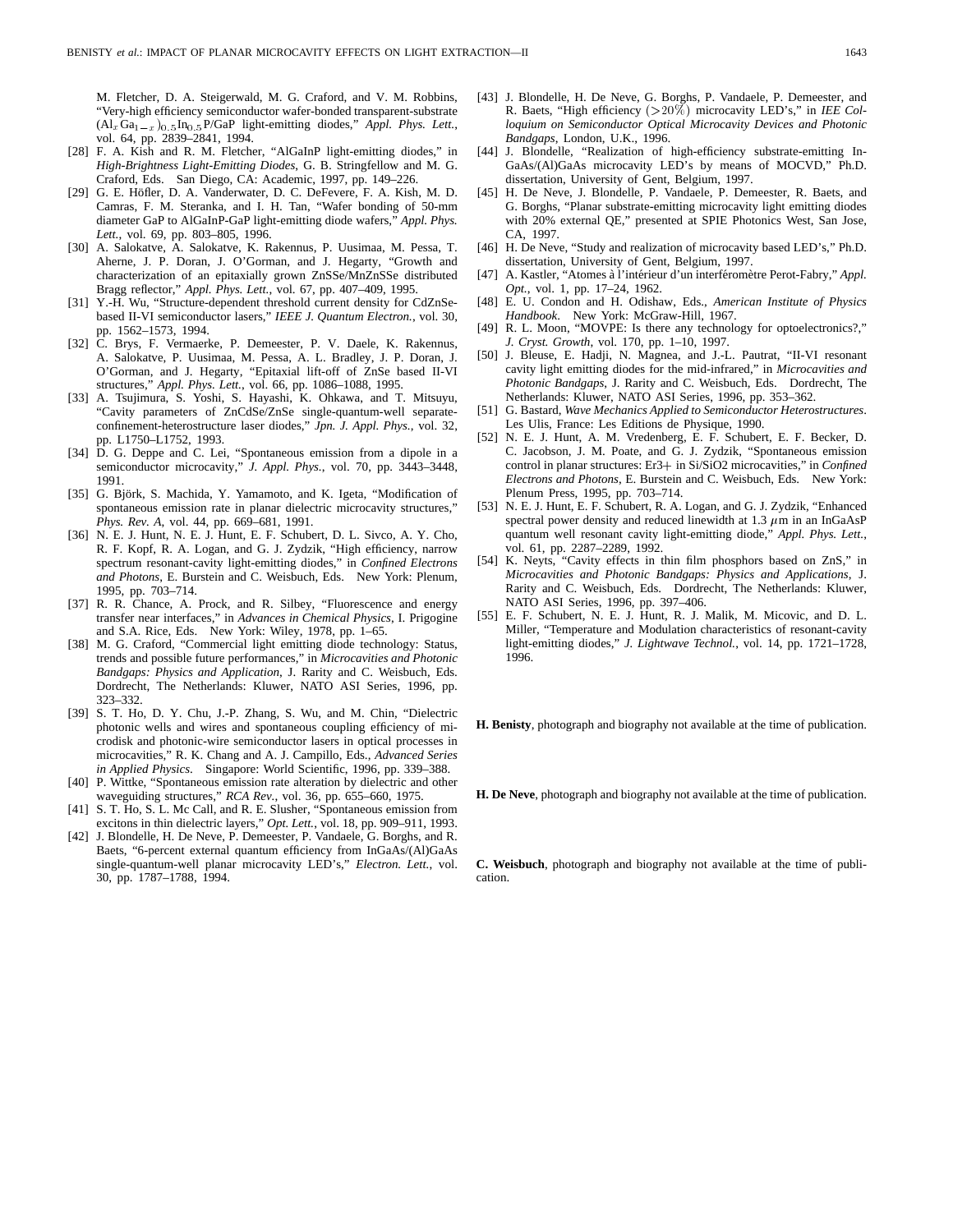M. Fletcher, D. A. Steigerwald, M. G. Craford, and V. M. Robbins, "Very-high efficiency semiconductor wafer-bonded transparent-substrate $(Al_xGa_{1-x})_{0.5}In_{0.5}P$/GaP light-emitting diodes," *Appl. Phys. Lett.*, vol. 64, pp. 2839–2841, 1994.

[28] F. A. Kish and R. M. Fletcher, "AlGaInP light-emitting diodes," in *High-Brightness Light-Emitting Diodes*, G. B. Stringfellow and M. G. Craford, Eds. San Diego, CA: Academic, 1997, pp. 149–226.

[29] G. E. Höfler, D. A. Vanderwater, D. C. DeFevere, F. A. Kish, M. D. Camras, F. M. Steranka, and I. H. Tan, "Wafer bonding of 50-mm diameter GaP to AlGaInP-GaP light-emitting diode wafers," *Appl. Phys. Lett.*, vol. 69, pp. 803–805, 1996.

[30] A. Salokatve, A. Salokatve, K. Rakennus, P. Uusimaa, M. Pessa, T. Aherne, J. P. Doran, J. O'Gorman, and J. Hegarty, "Growth and characterization of an epitaxially grown ZnSSe/MnZnSSe distributed Bragg reflector," *Appl. Phys. Lett.*, vol. 67, pp. 407–409, 1995.

[31] Y.-H. Wu, "Structure-dependent threshold current density for CdZnSe-based II-VI semiconductor lasers," *IEEE J. Quantum Electron.*, vol. 30, pp. 1562–1573, 1994.

[32] C. Brys, F. Vermaerke, P. Demeester, P. V. Daele, K. Rakennus, A. Salokatve, P. Uusimaa, M. Pessa, A. L. Bradley, J. P. Doran, J. O'Gorman, and J. Hegarty, "Epitaxial lift-off of ZnSe based II-VI structures," *Appl. Phys. Lett.*, vol. 66, pp. 1086–1088, 1995.

[33] A. Tsujimura, S. Yoshi, S. Hayashi, K. Ohkawa, and T. Mitsuyu, "Cavity parameters of ZnCdSe/ZnSe single-quantum-well separate-confinement-heterostructure laser diodes," *Jpn. J. Appl. Phys.*, vol. 32, pp. L1750–L1752, 1993.

[34] D. G. Deppe and C. Lei, "Spontaneous emission from a dipole in a semiconductor microcavity," *J. Appl. Phys.*, vol. 70, pp. 3443–3448, 1991.

[35] G. Björk, S. Machida, Y. Yamamoto, and K. Igeta, "Modification of spontaneous emission rate in planar dielectric microcavity structures," *Phys. Rev. A*, vol. 44, pp. 669–681, 1991.

[36] N. E. J. Hunt, N. E. J. Hunt, E. F. Schubert, D. L. Sivco, A. Y. Cho, R. F. Kopf, R. A. Logan, and G. J. Zydzik, "High efficiency, narrow spectrum resonant-cavity light-emitting diodes," in *Confined Electrons and Photons*, E. Burstein and C. Weisbuch, Eds. New York: Plenum, 1995, pp. 703–714.

[37] R. R. Chance, A. Prock, and R. Silbey, "Fluorescence and energy transfer near interfaces," in *Advances in Chemical Physics*, I. Prigogine and S.A. Rice, Eds. New York: Wiley, 1978, pp. 1–65.

[38] M. G. Craford, "Commercial light emitting diode technology: Status, trends and possible future performances," in *Microcavities and Photonic Bandgaps: Physics and Application*, J. Rarity and C. Weisbuch, Eds. Dordrecht, The Netherlands: Kluwer, NATO ASI Series, 1996, pp. 323–332.

[39] S. T. Ho, D. Y. Chu, J.-P. Zhang, S. Wu, and M. Chin, "Dielectric photonic wells and wires and spontaneous coupling efficiency of microdisk and photonic-wire semiconductor lasers in optical processes in microcavities," R. K. Chang and A. J. Campillo, Eds., *Advanced Series in Applied Physics*. Singapore: World Scientific, 1996, pp. 339–388.

[40] P. Wittke, "Spontaneous emission rate alteration by dielectric and other waveguiding structures," *RCA Rev.*, vol. 36, pp. 655–660, 1975.

[41] S. T. Ho, S. L. Mc Call, and R. E. Slusher, "Spontaneous emission from excitons in thin dielectric layers," *Opt. Lett.*, vol. 18, pp. 909–911, 1993.

[42] J. Blondelle, H. De Neve, P. Demeester, P. Vandaele, G. Borghs, and R. Baets, "6-percent external quantum efficiency from InGaAs/(Al)GaAs single-quantum-well planar microcavity LED's," *Electron. Lett.*, vol. 30, pp. 1787–1788, 1994.

[43] J. Blondelle, H. De Neve, G. Borghs, P. Vandaele, P. Demeester, and R. Baets, "High efficiency ($>20\%$) microcavity LED's," in *IEE Colloquium on Semiconductor Optical Microcavity Devices and Photonic Bandgaps*, London, U.K., 1996.

[44] J. Blondelle, "Realization of high-efficiency substrate-emitting InGaAs/(Al)GaAs microcavity LED's by means of MOCVD," Ph.D. dissertation, University of Gent, Belgium, 1997.

[45] H. De Neve, J. Blondelle, P. Vandaele, P. Demeester, R. Baets, and G. Borghs, "Planar substrate-emitting microcavity light emitting diodes with 20% external QE," presented at SPIE Photonics West, San Jose, CA, 1997.

[46] H. De Neve, "Study and realization of microcavity based LED's," Ph.D. dissertation, University of Gent, Belgium, 1997.

[47] A. Kastler, "Atomes à l'intérieur d'un interféromètre Perot-Fabry," *Appl. Opt.*, vol. 1, pp. 17–24, 1962.

[48] E. U. Condon and H. Odishaw, Eds., *American Institute of Physics Handbook*. New York: McGraw-Hill, 1967.

[49] R. L. Moon, "MOVPE: Is there any technology for optoelectronics?," *J. Cryst. Growth*, vol. 170, pp. 1–10, 1997.

[50] J. Bleuse, E. Hadji, N. Magnea, and J.-L. Pautrat, "II-VI resonant cavity light emitting diodes for the mid-infrared," in *Microcavities and Photonic Bandgaps*, J. Rarity and C. Weisbuch, Eds. Dordrecht, The Netherlands: Kluwer, NATO ASI Series, 1996, pp. 353–362.

[51] G. Bastard, *Wave Mechanics Applied to Semiconductor Heterostructures*. Les Ulis, France: Les Editions de Physique, 1990.

[52] N. E. J. Hunt, A. M. Vredenberg, E. F. Schubert, E. F. Becker, D. C. Jacobson, J. M. Poate, and G. J. Zydzik, "Spontaneous emission control in planar structures: Er3+ in Si/SiO2 microcavities," in *Confined Electrons and Photons*, E. Burstein and C. Weisbuch, Eds. New York: Plenum Press, 1995, pp. 703–714.

[53] N. E. J. Hunt, E. F. Schubert, R. A. Logan, and G. J. Zydzik, "Enhanced spectral power density and reduced linewidth at 1.3 $\mu$m in an InGaAsP quantum well resonant cavity light-emitting diode," *Appl. Phys. Lett.*, vol. 61, pp. 2287–2289, 1992.

[54] K. Neyts, "Cavity effects in thin film phosphors based on ZnS," in *Microcavities and Photonic Bandgaps: Physics and Applications*, J. Rarity and C. Weisbuch, Eds. Dordrecht, The Netherlands: Kluwer, NATO ASI Series, 1996, pp. 397–406.

[55] E. F. Schubert, N. E. J. Hunt, R. J. Malik, M. Micovic, and D. L. Miller, "Temperature and Modulation characteristics of resonant-cavity light-emitting diodes," *J. Lightwave Technol.*, vol. 14, pp. 1721–1728, 1996.

**H. Benisty**, photograph and biography not available at the time of publication.

**H. De Neve**, photograph and biography not available at the time of publication.

**C. Weisbuch**, photograph and biography not available at the time of publication.